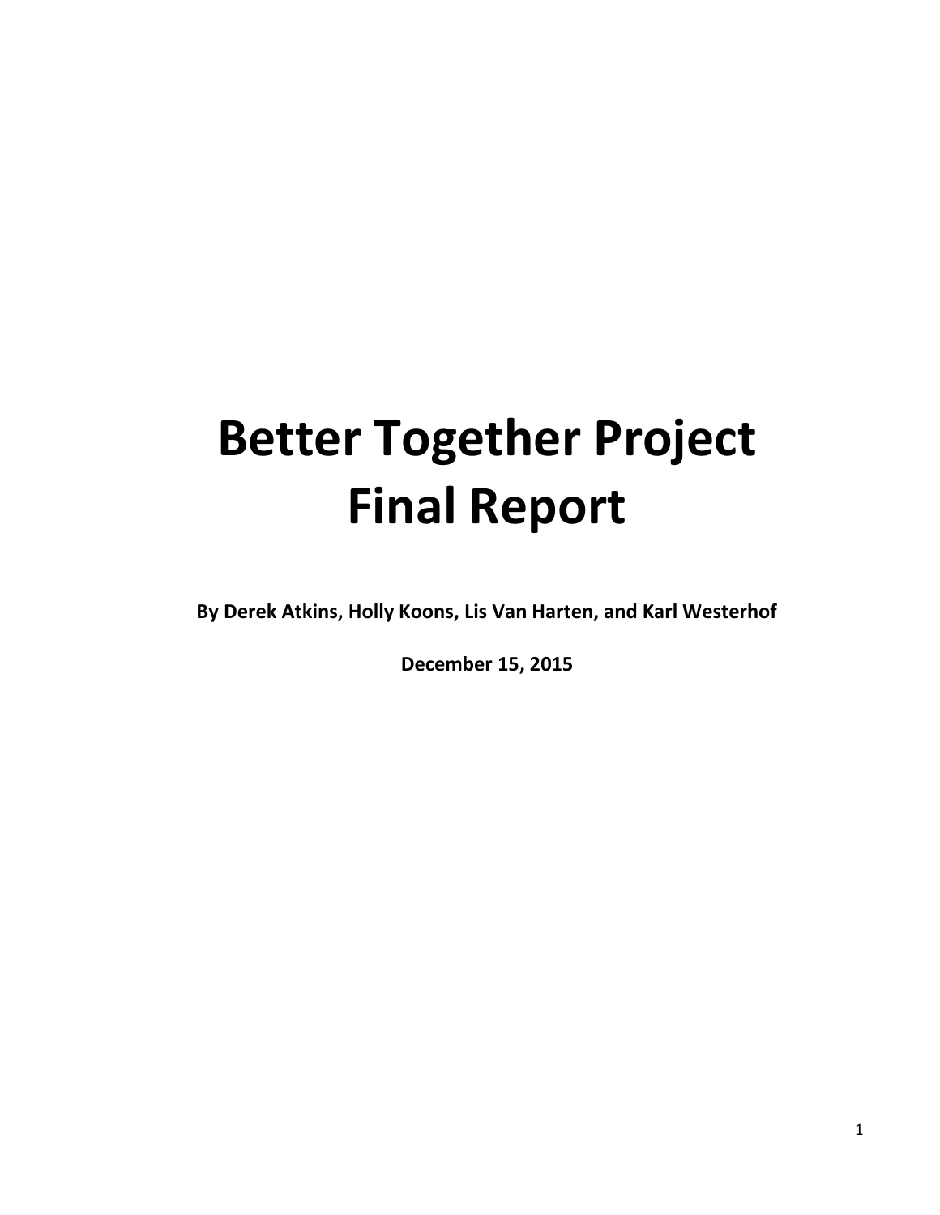# Better Together Project Final Report

**By Derek Atkins, Holly Koons, Lis Van Harten, and Karl Westerhof**

**December 15, 2015**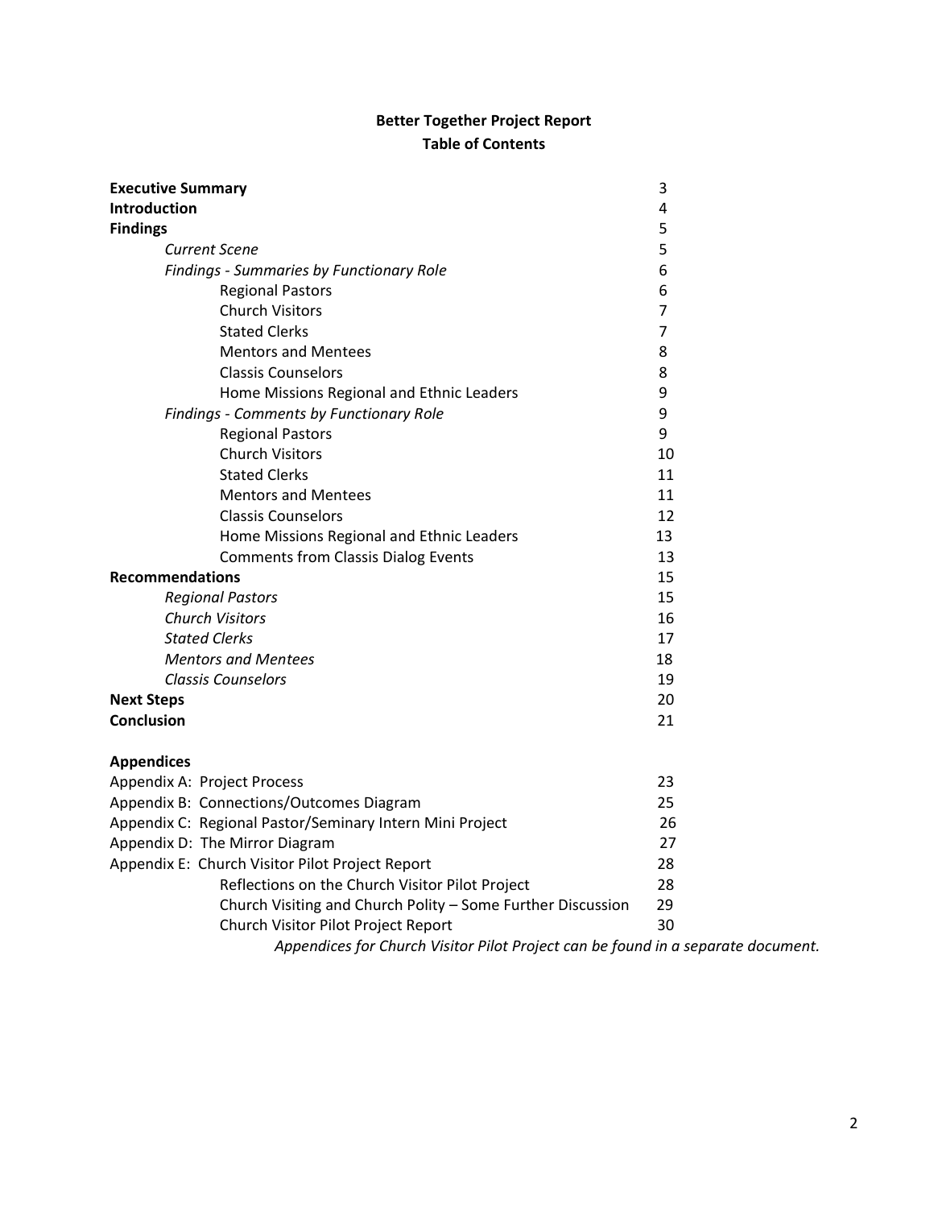**Better Together Project Report**

**Table of Contents**

| | |
|---|---|
| **Executive Summary** | 3 |
| **Introduction** | 4 |
| **Findings** | 5 |
| *Current Scene* | 5 |
| *Findings - Summaries by Functionary Role* | 6 |
| Regional Pastors | 6 |
| Church Visitors | 7 |
| Stated Clerks | 7 |
| Mentors and Mentees | 8 |
| Classis Counselors | 8 |
| Home Missions Regional and Ethnic Leaders | 9 |
| *Findings - Comments by Functionary Role* | 9 |
| Regional Pastors | 9 |
| Church Visitors | 10 |
| Stated Clerks | 11 |
| Mentors and Mentees | 11 |
| Classis Counselors | 12 |
| Home Missions Regional and Ethnic Leaders | 13 |
| Comments from Classis Dialog Events | 13 |
| **Recommendations** | 15 |
| *Regional Pastors* | 15 |
| *Church Visitors* | 16 |
| *Stated Clerks* | 17 |
| *Mentors and Mentees* | 18 |
| *Classis Counselors* | 19 |
| **Next Steps** | 20 |
| **Conclusion** | 21 |

**Appendices**

| | |
|---|---|
| Appendix A: Project Process | 23 |
| Appendix B: Connections/Outcomes Diagram | 25 |
| Appendix C: Regional Pastor/Seminary Intern Mini Project | 26 |
| Appendix D: The Mirror Diagram | 27 |
| Appendix E: Church Visitor Pilot Project Report | 28 |
| Reflections on the Church Visitor Pilot Project | 28 |
| Church Visiting and Church Polity – Some Further Discussion | 29 |
| Church Visitor Pilot Project Report | 30 |

*Appendices for Church Visitor Pilot Project can be found in a separate document.*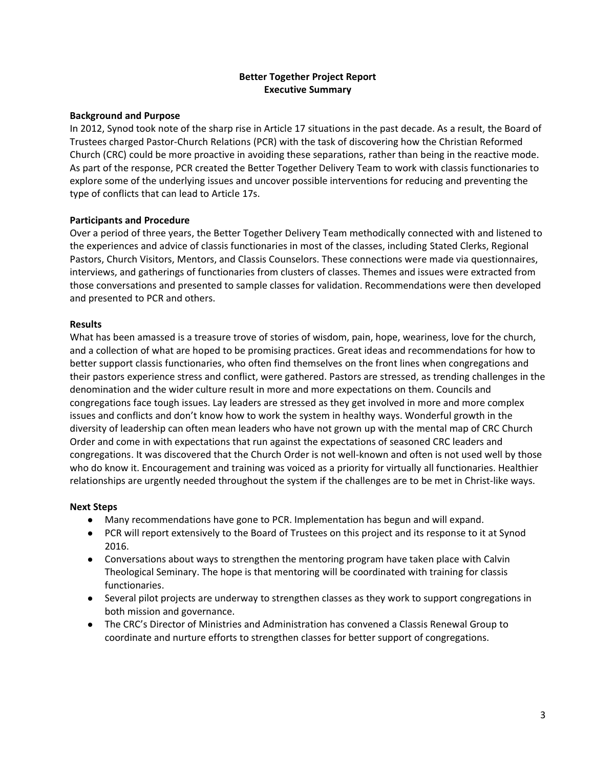# Better Together Project Report
## Executive Summary

### Background and Purpose

In 2012, Synod took note of the sharp rise in Article 17 situations in the past decade. As a result, the Board of Trustees charged Pastor-Church Relations (PCR) with the task of discovering how the Christian Reformed Church (CRC) could be more proactive in avoiding these separations, rather than being in the reactive mode. As part of the response, PCR created the Better Together Delivery Team to work with classis functionaries to explore some of the underlying issues and uncover possible interventions for reducing and preventing the type of conflicts that can lead to Article 17s.

### Participants and Procedure

Over a period of three years, the Better Together Delivery Team methodically connected with and listened to the experiences and advice of classis functionaries in most of the classes, including Stated Clerks, Regional Pastors, Church Visitors, Mentors, and Classis Counselors. These connections were made via questionnaires, interviews, and gatherings of functionaries from clusters of classes. Themes and issues were extracted from those conversations and presented to sample classes for validation. Recommendations were then developed and presented to PCR and others.

### Results

What has been amassed is a treasure trove of stories of wisdom, pain, hope, weariness, love for the church, and a collection of what are hoped to be promising practices. Great ideas and recommendations for how to better support classis functionaries, who often find themselves on the front lines when congregations and their pastors experience stress and conflict, were gathered. Pastors are stressed, as trending challenges in the denomination and the wider culture result in more and more expectations on them. Councils and congregations face tough issues. Lay leaders are stressed as they get involved in more and more complex issues and conflicts and don't know how to work the system in healthy ways. Wonderful growth in the diversity of leadership can often mean leaders who have not grown up with the mental map of CRC Church Order and come in with expectations that run against the expectations of seasoned CRC leaders and congregations. It was discovered that the Church Order is not well-known and often is not used well by those who do know it. Encouragement and training was voiced as a priority for virtually all functionaries. Healthier relationships are urgently needed throughout the system if the challenges are to be met in Christ-like ways.

### Next Steps

- Many recommendations have gone to PCR. Implementation has begun and will expand.
- PCR will report extensively to the Board of Trustees on this project and its response to it at Synod 2016.
- Conversations about ways to strengthen the mentoring program have taken place with Calvin Theological Seminary. The hope is that mentoring will be coordinated with training for classis functionaries.
- Several pilot projects are underway to strengthen classes as they work to support congregations in both mission and governance.
- The CRC's Director of Ministries and Administration has convened a Classis Renewal Group to coordinate and nurture efforts to strengthen classes for better support of congregations.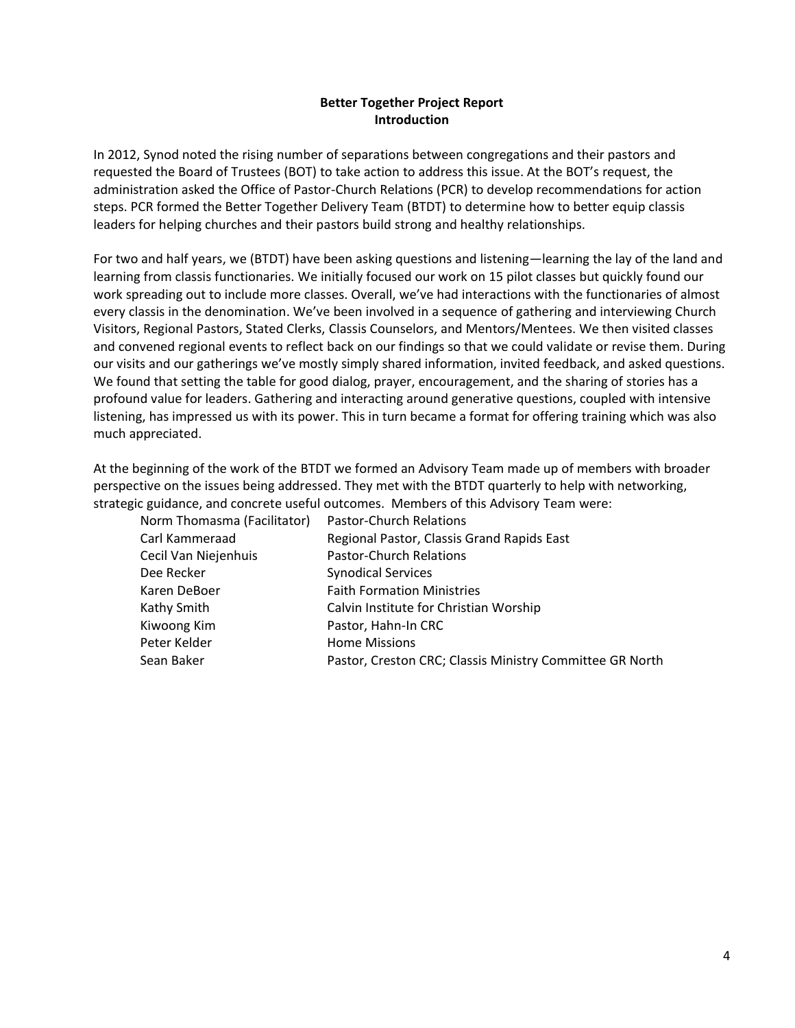**Better Together Project Report**
**Introduction**

In 2012, Synod noted the rising number of separations between congregations and their pastors and requested the Board of Trustees (BOT) to take action to address this issue. At the BOT's request, the administration asked the Office of Pastor-Church Relations (PCR) to develop recommendations for action steps. PCR formed the Better Together Delivery Team (BTDT) to determine how to better equip classis leaders for helping churches and their pastors build strong and healthy relationships.

For two and half years, we (BTDT) have been asking questions and listening—learning the lay of the land and learning from classis functionaries. We initially focused our work on 15 pilot classes but quickly found our work spreading out to include more classes. Overall, we've had interactions with the functionaries of almost every classis in the denomination. We've been involved in a sequence of gathering and interviewing Church Visitors, Regional Pastors, Stated Clerks, Classis Counselors, and Mentors/Mentees. We then visited classes and convened regional events to reflect back on our findings so that we could validate or revise them. During our visits and our gatherings we've mostly simply shared information, invited feedback, and asked questions. We found that setting the table for good dialog, prayer, encouragement, and the sharing of stories has a profound value for leaders. Gathering and interacting around generative questions, coupled with intensive listening, has impressed us with its power. This in turn became a format for offering training which was also much appreciated.

At the beginning of the work of the BTDT we formed an Advisory Team made up of members with broader perspective on the issues being addressed. They met with the BTDT quarterly to help with networking, strategic guidance, and concrete useful outcomes. Members of this Advisory Team were:

| | |
|---|---|
| Norm Thomasma (Facilitator) | Pastor-Church Relations |
| Carl Kammeraad | Regional Pastor, Classis Grand Rapids East |
| Cecil Van Niejenhuis | Pastor-Church Relations |
| Dee Recker | Synodical Services |
| Karen DeBoer | Faith Formation Ministries |
| Kathy Smith | Calvin Institute for Christian Worship |
| Kiwoong Kim | Pastor, Hahn-In CRC |
| Peter Kelder | Home Missions |
| Sean Baker | Pastor, Creston CRC; Classis Ministry Committee GR North |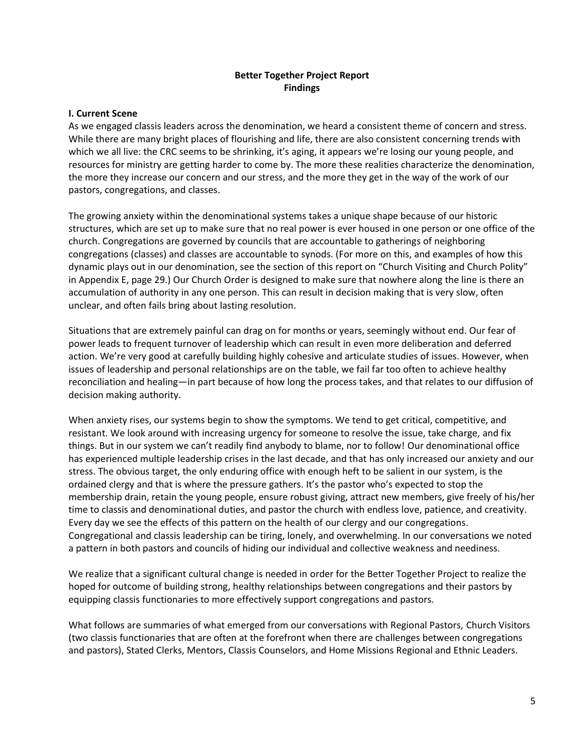**Better Together Project Report**
**Findings**

## I. Current Scene

As we engaged classis leaders across the denomination, we heard a consistent theme of concern and stress. While there are many bright places of flourishing and life, there are also consistent concerning trends with which we all live: the CRC seems to be shrinking, it's aging, it appears we're losing our young people, and resources for ministry are getting harder to come by. The more these realities characterize the denomination, the more they increase our concern and our stress, and the more they get in the way of the work of our pastors, congregations, and classes.

The growing anxiety within the denominational systems takes a unique shape because of our historic structures, which are set up to make sure that no real power is ever housed in one person or one office of the church. Congregations are governed by councils that are accountable to gatherings of neighboring congregations (classes) and classes are accountable to synods. (For more on this, and examples of how this dynamic plays out in our denomination, see the section of this report on "Church Visiting and Church Polity" in Appendix E, page 29.) Our Church Order is designed to make sure that nowhere along the line is there an accumulation of authority in any one person. This can result in decision making that is very slow, often unclear, and often fails bring about lasting resolution.

Situations that are extremely painful can drag on for months or years, seemingly without end. Our fear of power leads to frequent turnover of leadership which can result in even more deliberation and deferred action. We're very good at carefully building highly cohesive and articulate studies of issues. However, when issues of leadership and personal relationships are on the table, we fail far too often to achieve healthy reconciliation and healing—in part because of how long the process takes, and that relates to our diffusion of decision making authority.

When anxiety rises, our systems begin to show the symptoms. We tend to get critical, competitive, and resistant. We look around with increasing urgency for someone to resolve the issue, take charge, and fix things. But in our system we can't readily find anybody to blame, nor to follow! Our denominational office has experienced multiple leadership crises in the last decade, and that has only increased our anxiety and our stress. The obvious target, the only enduring office with enough heft to be salient in our system, is the ordained clergy and that is where the pressure gathers. It's the pastor who's expected to stop the membership drain, retain the young people, ensure robust giving, attract new members, give freely of his/her time to classis and denominational duties, and pastor the church with endless love, patience, and creativity. Every day we see the effects of this pattern on the health of our clergy and our congregations. Congregational and classis leadership can be tiring, lonely, and overwhelming. In our conversations we noted a pattern in both pastors and councils of hiding our individual and collective weakness and neediness.

We realize that a significant cultural change is needed in order for the Better Together Project to realize the hoped for outcome of building strong, healthy relationships between congregations and their pastors by equipping classis functionaries to more effectively support congregations and pastors.

What follows are summaries of what emerged from our conversations with Regional Pastors, Church Visitors (two classis functionaries that are often at the forefront when there are challenges between congregations and pastors), Stated Clerks, Mentors, Classis Counselors, and Home Missions Regional and Ethnic Leaders.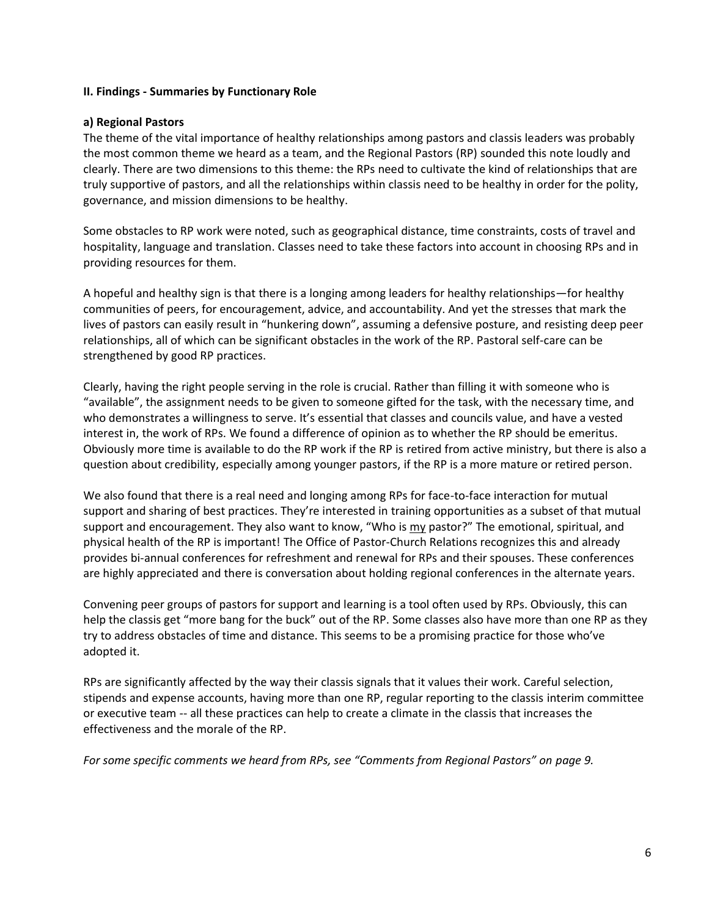**II. Findings - Summaries by Functionary Role**

**a) Regional Pastors**

The theme of the vital importance of healthy relationships among pastors and classis leaders was probably the most common theme we heard as a team, and the Regional Pastors (RP) sounded this note loudly and clearly. There are two dimensions to this theme: the RPs need to cultivate the kind of relationships that are truly supportive of pastors, and all the relationships within classis need to be healthy in order for the polity, governance, and mission dimensions to be healthy.

Some obstacles to RP work were noted, such as geographical distance, time constraints, costs of travel and hospitality, language and translation. Classes need to take these factors into account in choosing RPs and in providing resources for them.

A hopeful and healthy sign is that there is a longing among leaders for healthy relationships—for healthy communities of peers, for encouragement, advice, and accountability. And yet the stresses that mark the lives of pastors can easily result in "hunkering down", assuming a defensive posture, and resisting deep peer relationships, all of which can be significant obstacles in the work of the RP. Pastoral self-care can be strengthened by good RP practices.

Clearly, having the right people serving in the role is crucial. Rather than filling it with someone who is "available", the assignment needs to be given to someone gifted for the task, with the necessary time, and who demonstrates a willingness to serve. It's essential that classes and councils value, and have a vested interest in, the work of RPs. We found a difference of opinion as to whether the RP should be emeritus. Obviously more time is available to do the RP work if the RP is retired from active ministry, but there is also a question about credibility, especially among younger pastors, if the RP is a more mature or retired person.

We also found that there is a real need and longing among RPs for face-to-face interaction for mutual support and sharing of best practices. They're interested in training opportunities as a subset of that mutual support and encouragement. They also want to know, "Who is <u>my</u> pastor?" The emotional, spiritual, and physical health of the RP is important! The Office of Pastor-Church Relations recognizes this and already provides bi-annual conferences for refreshment and renewal for RPs and their spouses. These conferences are highly appreciated and there is conversation about holding regional conferences in the alternate years.

Convening peer groups of pastors for support and learning is a tool often used by RPs. Obviously, this can help the classis get "more bang for the buck" out of the RP. Some classes also have more than one RP as they try to address obstacles of time and distance. This seems to be a promising practice for those who've adopted it.

RPs are significantly affected by the way their classis signals that it values their work. Careful selection, stipends and expense accounts, having more than one RP, regular reporting to the classis interim committee or executive team -- all these practices can help to create a climate in the classis that increases the effectiveness and the morale of the RP.

*For some specific comments we heard from RPs, see "Comments from Regional Pastors" on page 9.*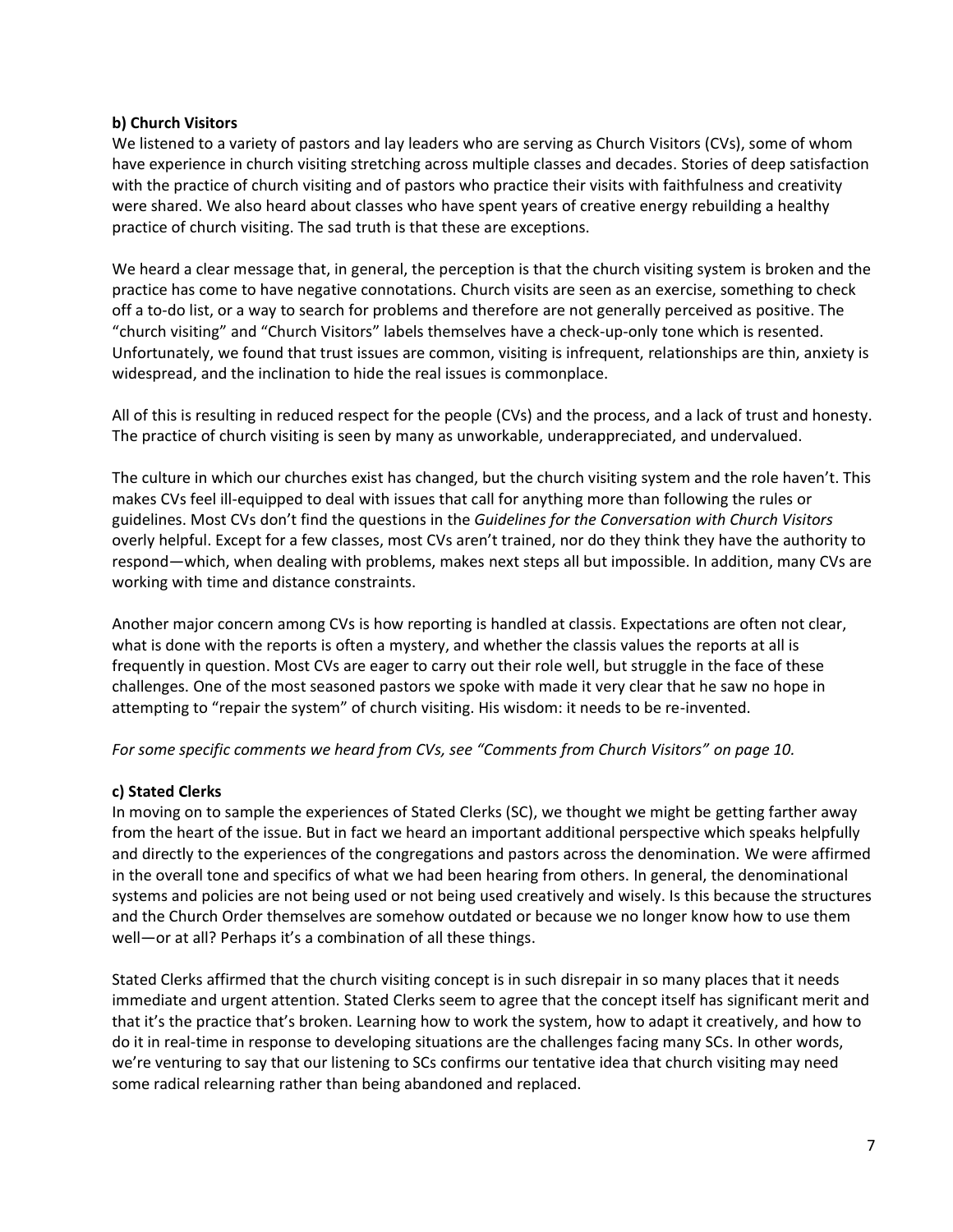**b) Church Visitors**

We listened to a variety of pastors and lay leaders who are serving as Church Visitors (CVs), some of whom have experience in church visiting stretching across multiple classes and decades. Stories of deep satisfaction with the practice of church visiting and of pastors who practice their visits with faithfulness and creativity were shared. We also heard about classes who have spent years of creative energy rebuilding a healthy practice of church visiting. The sad truth is that these are exceptions.

We heard a clear message that, in general, the perception is that the church visiting system is broken and the practice has come to have negative connotations. Church visits are seen as an exercise, something to check off a to-do list, or a way to search for problems and therefore are not generally perceived as positive. The "church visiting" and "Church Visitors" labels themselves have a check-up-only tone which is resented. Unfortunately, we found that trust issues are common, visiting is infrequent, relationships are thin, anxiety is widespread, and the inclination to hide the real issues is commonplace.

All of this is resulting in reduced respect for the people (CVs) and the process, and a lack of trust and honesty. The practice of church visiting is seen by many as unworkable, underappreciated, and undervalued.

The culture in which our churches exist has changed, but the church visiting system and the role haven't. This makes CVs feel ill-equipped to deal with issues that call for anything more than following the rules or guidelines. Most CVs don't find the questions in the *Guidelines for the Conversation with Church Visitors* overly helpful. Except for a few classes, most CVs aren't trained, nor do they think they have the authority to respond—which, when dealing with problems, makes next steps all but impossible. In addition, many CVs are working with time and distance constraints.

Another major concern among CVs is how reporting is handled at classis. Expectations are often not clear, what is done with the reports is often a mystery, and whether the classis values the reports at all is frequently in question. Most CVs are eager to carry out their role well, but struggle in the face of these challenges. One of the most seasoned pastors we spoke with made it very clear that he saw no hope in attempting to "repair the system" of church visiting. His wisdom: it needs to be re-invented.

*For some specific comments we heard from CVs, see "Comments from Church Visitors" on page 10.*

**c) Stated Clerks**

In moving on to sample the experiences of Stated Clerks (SC), we thought we might be getting farther away from the heart of the issue. But in fact we heard an important additional perspective which speaks helpfully and directly to the experiences of the congregations and pastors across the denomination. We were affirmed in the overall tone and specifics of what we had been hearing from others. In general, the denominational systems and policies are not being used or not being used creatively and wisely. Is this because the structures and the Church Order themselves are somehow outdated or because we no longer know how to use them well—or at all? Perhaps it's a combination of all these things.

Stated Clerks affirmed that the church visiting concept is in such disrepair in so many places that it needs immediate and urgent attention. Stated Clerks seem to agree that the concept itself has significant merit and that it's the practice that's broken. Learning how to work the system, how to adapt it creatively, and how to do it in real-time in response to developing situations are the challenges facing many SCs. In other words, we're venturing to say that our listening to SCs confirms our tentative idea that church visiting may need some radical relearning rather than being abandoned and replaced.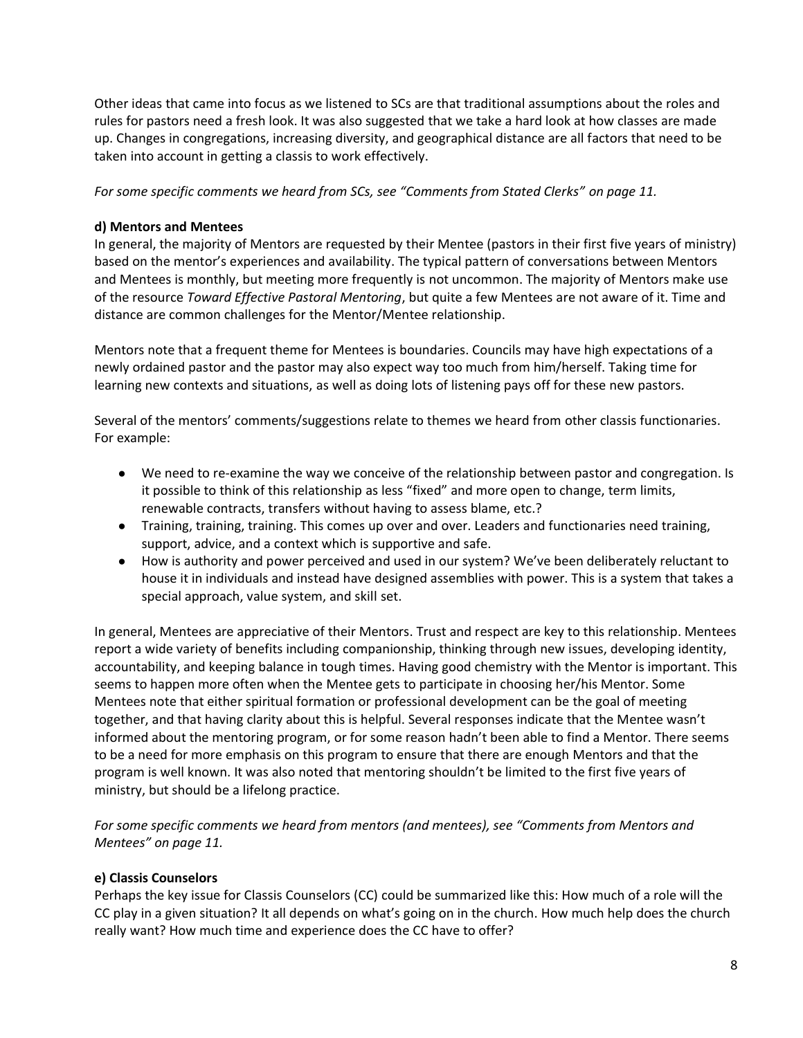Other ideas that came into focus as we listened to SCs are that traditional assumptions about the roles and rules for pastors need a fresh look. It was also suggested that we take a hard look at how classes are made up. Changes in congregations, increasing diversity, and geographical distance are all factors that need to be taken into account in getting a classis to work effectively.

*For some specific comments we heard from SCs, see "Comments from Stated Clerks" on page 11.*

**d) Mentors and Mentees**

In general, the majority of Mentors are requested by their Mentee (pastors in their first five years of ministry) based on the mentor's experiences and availability. The typical pattern of conversations between Mentors and Mentees is monthly, but meeting more frequently is not uncommon. The majority of Mentors make use of the resource *Toward Effective Pastoral Mentoring*, but quite a few Mentees are not aware of it. Time and distance are common challenges for the Mentor/Mentee relationship.

Mentors note that a frequent theme for Mentees is boundaries. Councils may have high expectations of a newly ordained pastor and the pastor may also expect way too much from him/herself. Taking time for learning new contexts and situations, as well as doing lots of listening pays off for these new pastors.

Several of the mentors' comments/suggestions relate to themes we heard from other classis functionaries. For example:

- We need to re-examine the way we conceive of the relationship between pastor and congregation. Is it possible to think of this relationship as less "fixed" and more open to change, term limits, renewable contracts, transfers without having to assess blame, etc.?
- Training, training, training. This comes up over and over. Leaders and functionaries need training, support, advice, and a context which is supportive and safe.
- How is authority and power perceived and used in our system? We've been deliberately reluctant to house it in individuals and instead have designed assemblies with power. This is a system that takes a special approach, value system, and skill set.

In general, Mentees are appreciative of their Mentors. Trust and respect are key to this relationship. Mentees report a wide variety of benefits including companionship, thinking through new issues, developing identity, accountability, and keeping balance in tough times. Having good chemistry with the Mentor is important. This seems to happen more often when the Mentee gets to participate in choosing her/his Mentor. Some Mentees note that either spiritual formation or professional development can be the goal of meeting together, and that having clarity about this is helpful. Several responses indicate that the Mentee wasn't informed about the mentoring program, or for some reason hadn't been able to find a Mentor. There seems to be a need for more emphasis on this program to ensure that there are enough Mentors and that the program is well known. It was also noted that mentoring shouldn't be limited to the first five years of ministry, but should be a lifelong practice.

*For some specific comments we heard from mentors (and mentees), see "Comments from Mentors and Mentees" on page 11.*

**e) Classis Counselors**

Perhaps the key issue for Classis Counselors (CC) could be summarized like this: How much of a role will the CC play in a given situation? It all depends on what's going on in the church. How much help does the church really want? How much time and experience does the CC have to offer?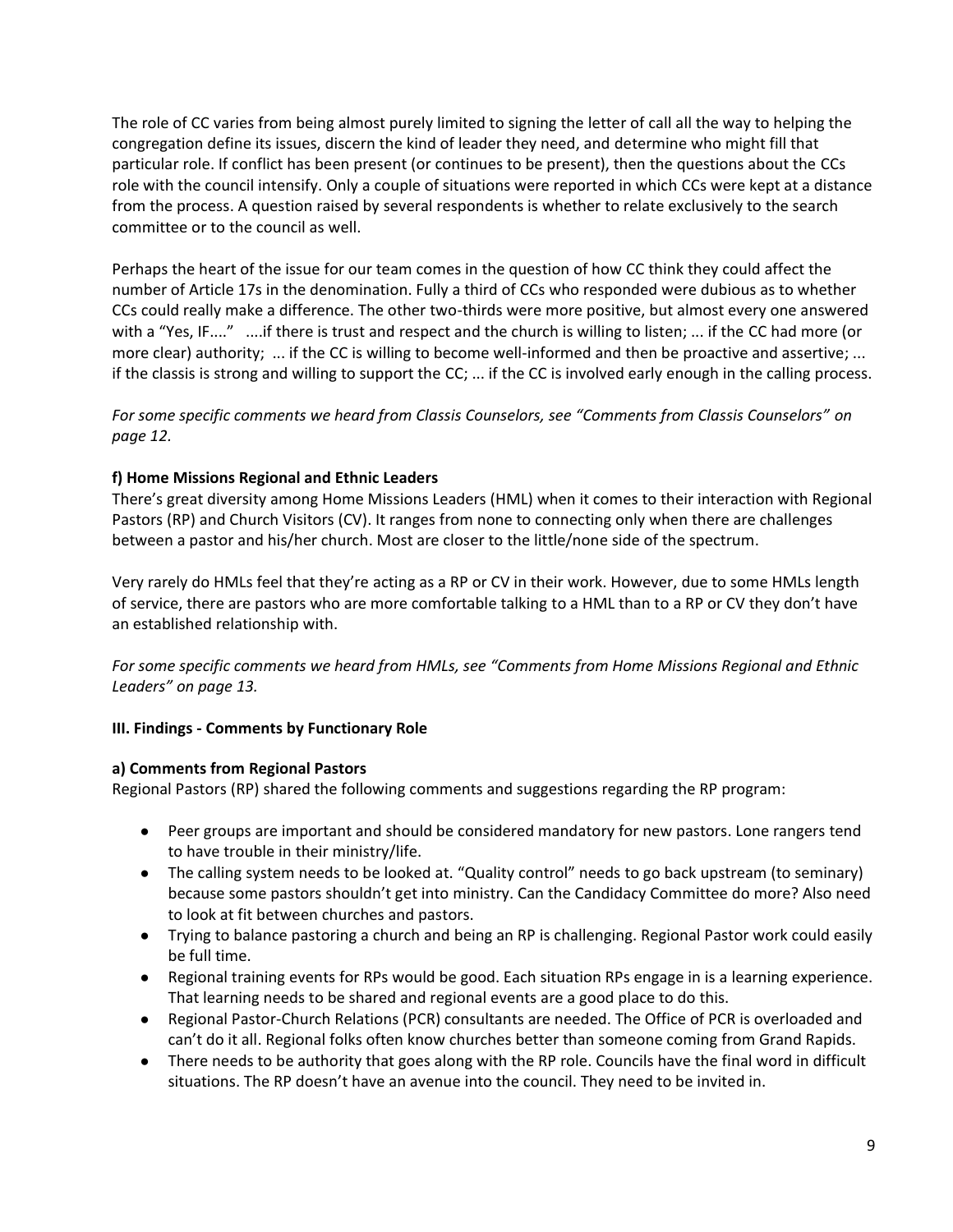The role of CC varies from being almost purely limited to signing the letter of call all the way to helping the congregation define its issues, discern the kind of leader they need, and determine who might fill that particular role. If conflict has been present (or continues to be present), then the questions about the CCs role with the council intensify. Only a couple of situations were reported in which CCs were kept at a distance from the process. A question raised by several respondents is whether to relate exclusively to the search committee or to the council as well.

Perhaps the heart of the issue for our team comes in the question of how CC think they could affect the number of Article 17s in the denomination. Fully a third of CCs who responded were dubious as to whether CCs could really make a difference. The other two-thirds were more positive, but almost every one answered with a "Yes, IF...." ....if there is trust and respect and the church is willing to listen; ... if the CC had more (or more clear) authority; ... if the CC is willing to become well-informed and then be proactive and assertive; ... if the classis is strong and willing to support the CC; ... if the CC is involved early enough in the calling process.

*For some specific comments we heard from Classis Counselors, see "Comments from Classis Counselors" on page 12.*

**f) Home Missions Regional and Ethnic Leaders**

There's great diversity among Home Missions Leaders (HML) when it comes to their interaction with Regional Pastors (RP) and Church Visitors (CV). It ranges from none to connecting only when there are challenges between a pastor and his/her church. Most are closer to the little/none side of the spectrum.

Very rarely do HMLs feel that they're acting as a RP or CV in their work. However, due to some HMLs length of service, there are pastors who are more comfortable talking to a HML than to a RP or CV they don't have an established relationship with.

*For some specific comments we heard from HMLs, see "Comments from Home Missions Regional and Ethnic Leaders" on page 13.*

**III. Findings - Comments by Functionary Role**

**a) Comments from Regional Pastors**

Regional Pastors (RP) shared the following comments and suggestions regarding the RP program:

- Peer groups are important and should be considered mandatory for new pastors. Lone rangers tend to have trouble in their ministry/life.
- The calling system needs to be looked at. "Quality control" needs to go back upstream (to seminary) because some pastors shouldn't get into ministry. Can the Candidacy Committee do more? Also need to look at fit between churches and pastors.
- Trying to balance pastoring a church and being an RP is challenging. Regional Pastor work could easily be full time.
- Regional training events for RPs would be good. Each situation RPs engage in is a learning experience. That learning needs to be shared and regional events are a good place to do this.
- Regional Pastor-Church Relations (PCR) consultants are needed. The Office of PCR is overloaded and can't do it all. Regional folks often know churches better than someone coming from Grand Rapids.
- There needs to be authority that goes along with the RP role. Councils have the final word in difficult situations. The RP doesn't have an avenue into the council. They need to be invited in.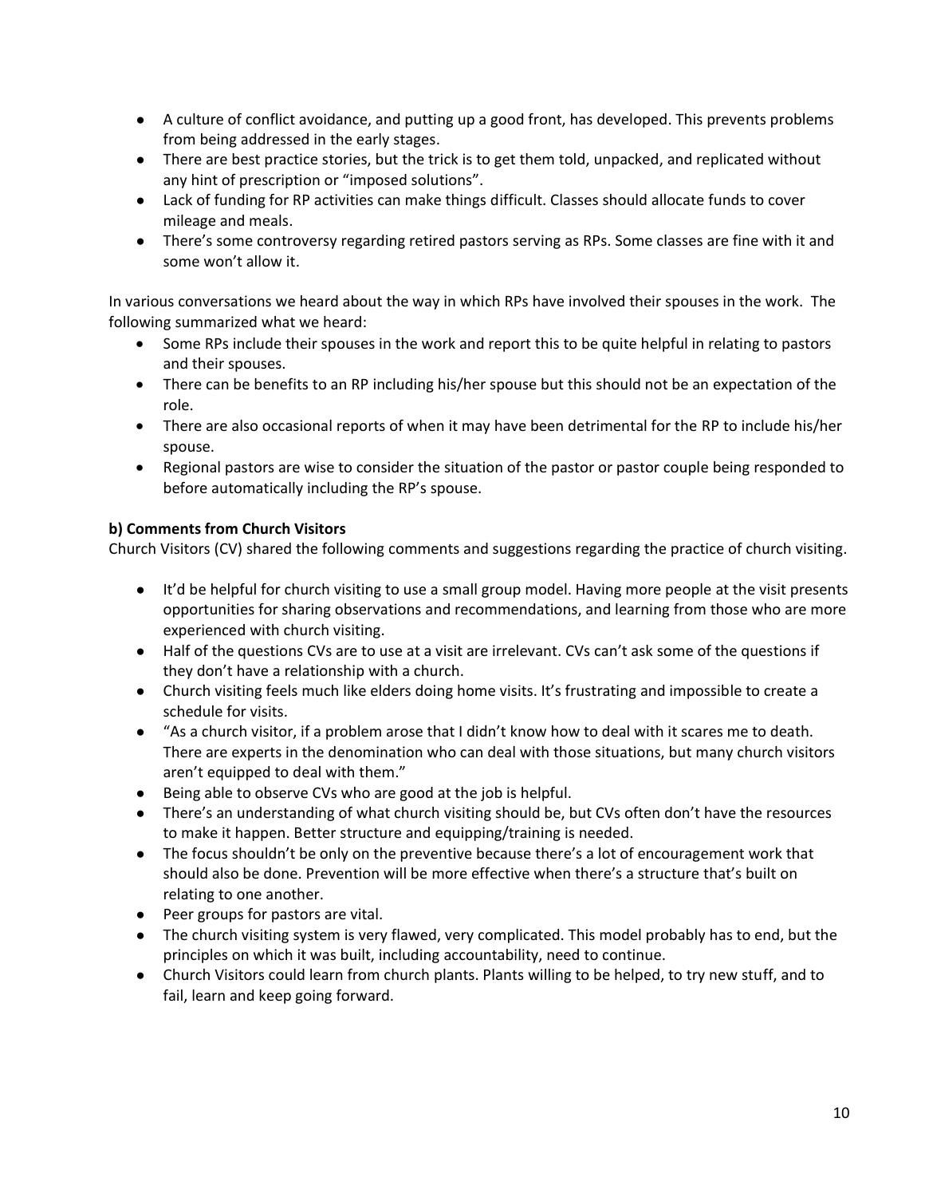- A culture of conflict avoidance, and putting up a good front, has developed. This prevents problems from being addressed in the early stages.
- There are best practice stories, but the trick is to get them told, unpacked, and replicated without any hint of prescription or "imposed solutions".
- Lack of funding for RP activities can make things difficult. Classes should allocate funds to cover mileage and meals.
- There's some controversy regarding retired pastors serving as RPs. Some classes are fine with it and some won't allow it.

In various conversations we heard about the way in which RPs have involved their spouses in the work. The following summarized what we heard:

- Some RPs include their spouses in the work and report this to be quite helpful in relating to pastors and their spouses.
- There can be benefits to an RP including his/her spouse but this should not be an expectation of the role.
- There are also occasional reports of when it may have been detrimental for the RP to include his/her spouse.
- Regional pastors are wise to consider the situation of the pastor or pastor couple being responded to before automatically including the RP's spouse.

**b) Comments from Church Visitors**

Church Visitors (CV) shared the following comments and suggestions regarding the practice of church visiting.

- It'd be helpful for church visiting to use a small group model. Having more people at the visit presents opportunities for sharing observations and recommendations, and learning from those who are more experienced with church visiting.
- Half of the questions CVs are to use at a visit are irrelevant. CVs can't ask some of the questions if they don't have a relationship with a church.
- Church visiting feels much like elders doing home visits. It's frustrating and impossible to create a schedule for visits.
- "As a church visitor, if a problem arose that I didn't know how to deal with it scares me to death. There are experts in the denomination who can deal with those situations, but many church visitors aren't equipped to deal with them."
- Being able to observe CVs who are good at the job is helpful.
- There's an understanding of what church visiting should be, but CVs often don't have the resources to make it happen. Better structure and equipping/training is needed.
- The focus shouldn't be only on the preventive because there's a lot of encouragement work that should also be done. Prevention will be more effective when there's a structure that's built on relating to one another.
- Peer groups for pastors are vital.
- The church visiting system is very flawed, very complicated. This model probably has to end, but the principles on which it was built, including accountability, need to continue.
- Church Visitors could learn from church plants. Plants willing to be helped, to try new stuff, and to fail, learn and keep going forward.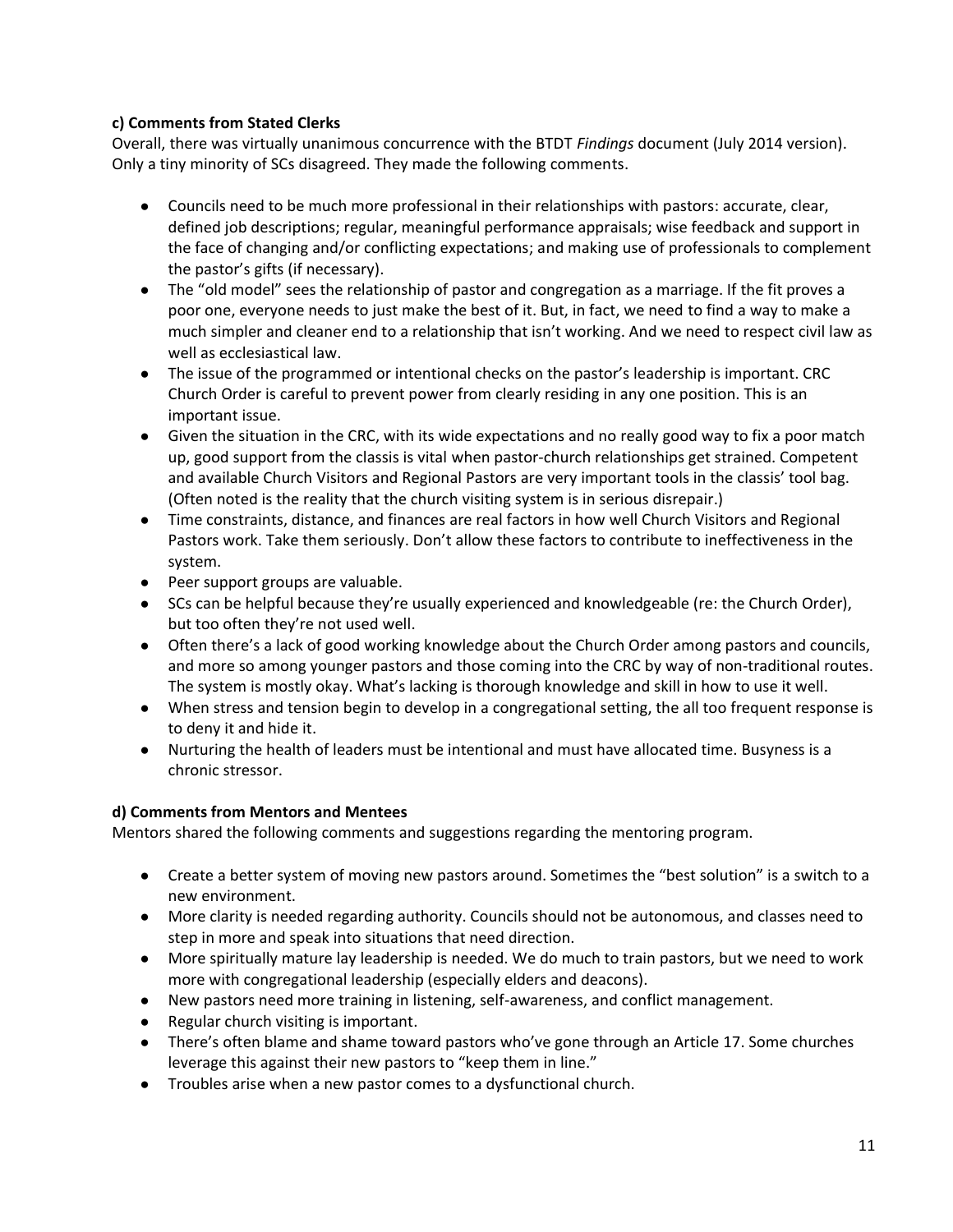**c) Comments from Stated Clerks**

Overall, there was virtually unanimous concurrence with the BTDT *Findings* document (July 2014 version). Only a tiny minority of SCs disagreed. They made the following comments.

- Councils need to be much more professional in their relationships with pastors: accurate, clear, defined job descriptions; regular, meaningful performance appraisals; wise feedback and support in the face of changing and/or conflicting expectations; and making use of professionals to complement the pastor's gifts (if necessary).
- The "old model" sees the relationship of pastor and congregation as a marriage. If the fit proves a poor one, everyone needs to just make the best of it. But, in fact, we need to find a way to make a much simpler and cleaner end to a relationship that isn't working. And we need to respect civil law as well as ecclesiastical law.
- The issue of the programmed or intentional checks on the pastor's leadership is important. CRC Church Order is careful to prevent power from clearly residing in any one position. This is an important issue.
- Given the situation in the CRC, with its wide expectations and no really good way to fix a poor match up, good support from the classis is vital when pastor-church relationships get strained. Competent and available Church Visitors and Regional Pastors are very important tools in the classis' tool bag. (Often noted is the reality that the church visiting system is in serious disrepair.)
- Time constraints, distance, and finances are real factors in how well Church Visitors and Regional Pastors work. Take them seriously. Don't allow these factors to contribute to ineffectiveness in the system.
- Peer support groups are valuable.
- SCs can be helpful because they're usually experienced and knowledgeable (re: the Church Order), but too often they're not used well.
- Often there's a lack of good working knowledge about the Church Order among pastors and councils, and more so among younger pastors and those coming into the CRC by way of non-traditional routes. The system is mostly okay. What's lacking is thorough knowledge and skill in how to use it well.
- When stress and tension begin to develop in a congregational setting, the all too frequent response is to deny it and hide it.
- Nurturing the health of leaders must be intentional and must have allocated time. Busyness is a chronic stressor.

**d) Comments from Mentors and Mentees**

Mentors shared the following comments and suggestions regarding the mentoring program.

- Create a better system of moving new pastors around. Sometimes the "best solution" is a switch to a new environment.
- More clarity is needed regarding authority. Councils should not be autonomous, and classes need to step in more and speak into situations that need direction.
- More spiritually mature lay leadership is needed. We do much to train pastors, but we need to work more with congregational leadership (especially elders and deacons).
- New pastors need more training in listening, self-awareness, and conflict management.
- Regular church visiting is important.
- There's often blame and shame toward pastors who've gone through an Article 17. Some churches leverage this against their new pastors to "keep them in line."
- Troubles arise when a new pastor comes to a dysfunctional church.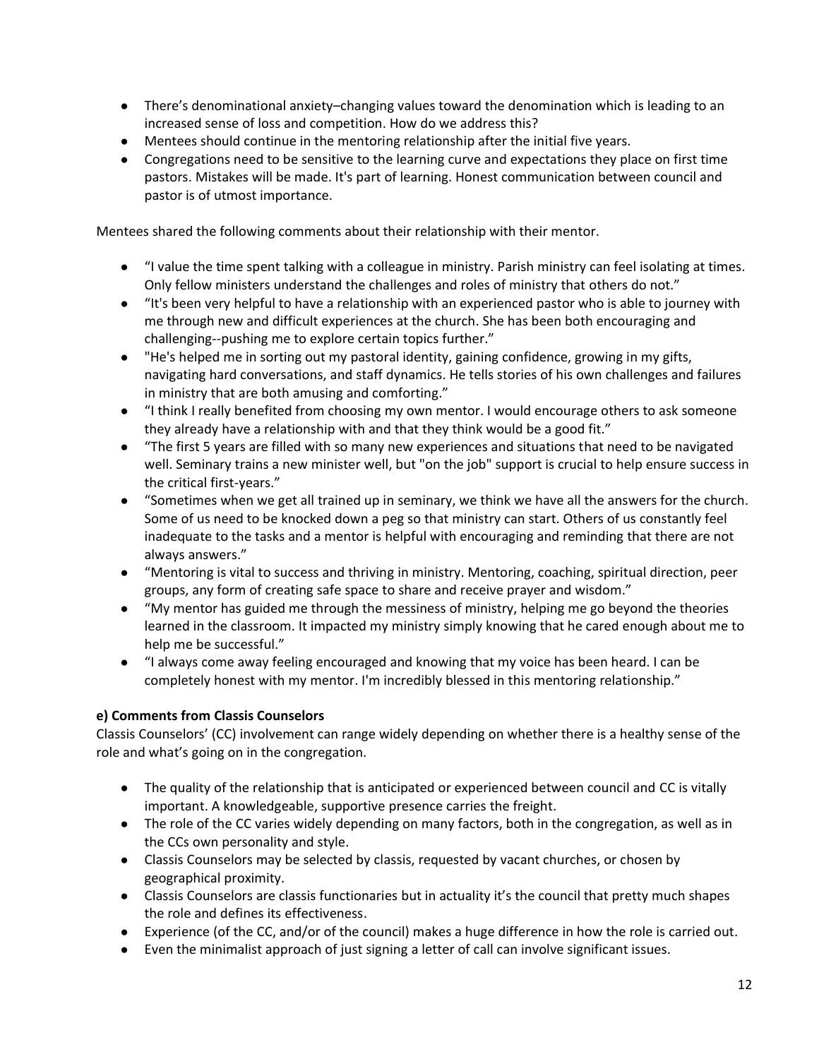- There's denominational anxiety–changing values toward the denomination which is leading to an increased sense of loss and competition. How do we address this?
- Mentees should continue in the mentoring relationship after the initial five years.
- Congregations need to be sensitive to the learning curve and expectations they place on first time pastors. Mistakes will be made. It's part of learning. Honest communication between council and pastor is of utmost importance.

Mentees shared the following comments about their relationship with their mentor.

- "I value the time spent talking with a colleague in ministry. Parish ministry can feel isolating at times. Only fellow ministers understand the challenges and roles of ministry that others do not."
- "It's been very helpful to have a relationship with an experienced pastor who is able to journey with me through new and difficult experiences at the church. She has been both encouraging and challenging--pushing me to explore certain topics further."
- "He's helped me in sorting out my pastoral identity, gaining confidence, growing in my gifts, navigating hard conversations, and staff dynamics. He tells stories of his own challenges and failures in ministry that are both amusing and comforting."
- "I think I really benefited from choosing my own mentor. I would encourage others to ask someone they already have a relationship with and that they think would be a good fit."
- "The first 5 years are filled with so many new experiences and situations that need to be navigated well. Seminary trains a new minister well, but "on the job" support is crucial to help ensure success in the critical first-years."
- "Sometimes when we get all trained up in seminary, we think we have all the answers for the church. Some of us need to be knocked down a peg so that ministry can start. Others of us constantly feel inadequate to the tasks and a mentor is helpful with encouraging and reminding that there are not always answers."
- "Mentoring is vital to success and thriving in ministry. Mentoring, coaching, spiritual direction, peer groups, any form of creating safe space to share and receive prayer and wisdom."
- "My mentor has guided me through the messiness of ministry, helping me go beyond the theories learned in the classroom. It impacted my ministry simply knowing that he cared enough about me to help me be successful."
- "I always come away feeling encouraged and knowing that my voice has been heard. I can be completely honest with my mentor. I'm incredibly blessed in this mentoring relationship."

**e) Comments from Classis Counselors**

Classis Counselors' (CC) involvement can range widely depending on whether there is a healthy sense of the role and what's going on in the congregation.

- The quality of the relationship that is anticipated or experienced between council and CC is vitally important. A knowledgeable, supportive presence carries the freight.
- The role of the CC varies widely depending on many factors, both in the congregation, as well as in the CCs own personality and style.
- Classis Counselors may be selected by classis, requested by vacant churches, or chosen by geographical proximity.
- Classis Counselors are classis functionaries but in actuality it's the council that pretty much shapes the role and defines its effectiveness.
- Experience (of the CC, and/or of the council) makes a huge difference in how the role is carried out.
- Even the minimalist approach of just signing a letter of call can involve significant issues.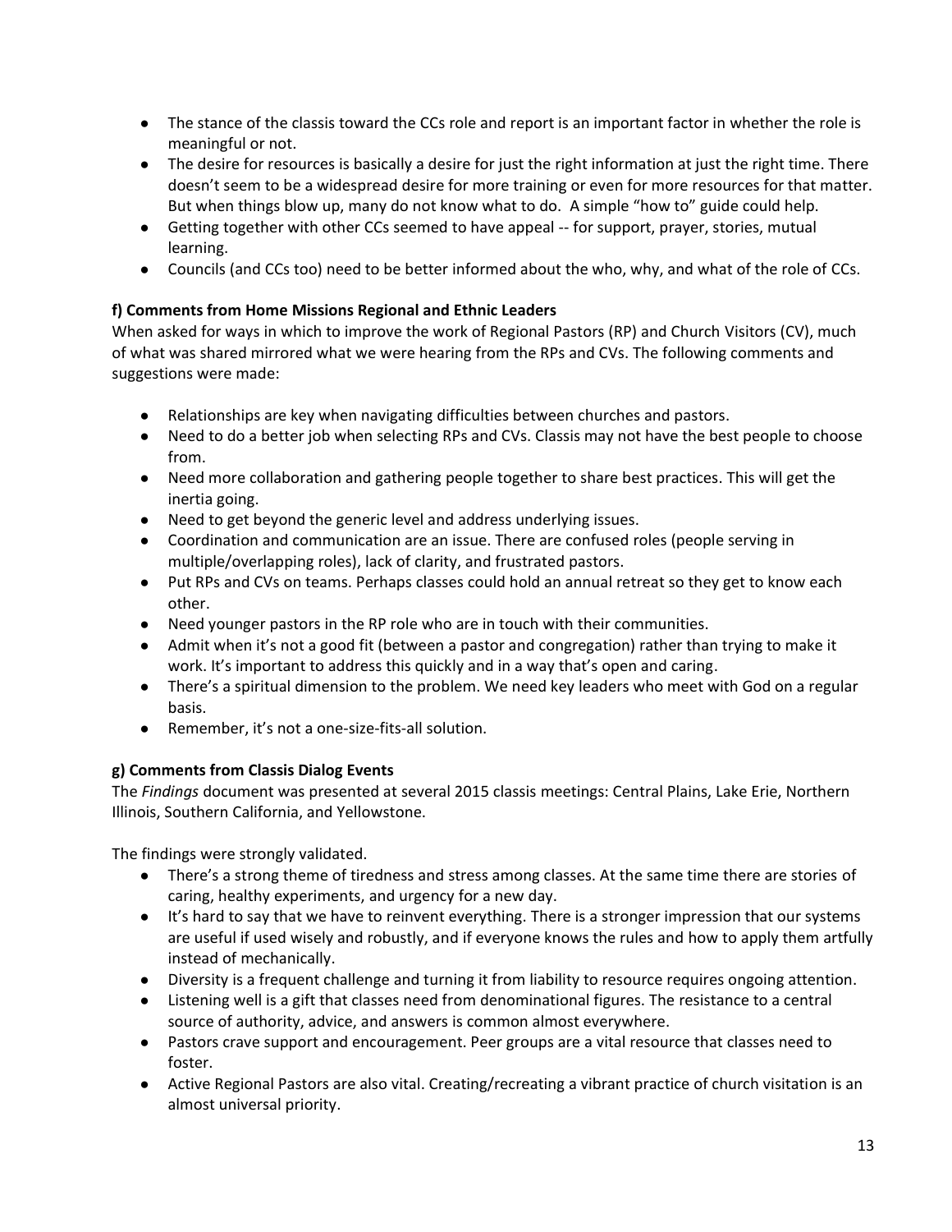- The stance of the classis toward the CCs role and report is an important factor in whether the role is meaningful or not.
- The desire for resources is basically a desire for just the right information at just the right time. There doesn't seem to be a widespread desire for more training or even for more resources for that matter. But when things blow up, many do not know what to do. A simple "how to" guide could help.
- Getting together with other CCs seemed to have appeal -- for support, prayer, stories, mutual learning.
- Councils (and CCs too) need to be better informed about the who, why, and what of the role of CCs.

**f) Comments from Home Missions Regional and Ethnic Leaders**

When asked for ways in which to improve the work of Regional Pastors (RP) and Church Visitors (CV), much of what was shared mirrored what we were hearing from the RPs and CVs. The following comments and suggestions were made:

- Relationships are key when navigating difficulties between churches and pastors.
- Need to do a better job when selecting RPs and CVs. Classis may not have the best people to choose from.
- Need more collaboration and gathering people together to share best practices. This will get the inertia going.
- Need to get beyond the generic level and address underlying issues.
- Coordination and communication are an issue. There are confused roles (people serving in multiple/overlapping roles), lack of clarity, and frustrated pastors.
- Put RPs and CVs on teams. Perhaps classes could hold an annual retreat so they get to know each other.
- Need younger pastors in the RP role who are in touch with their communities.
- Admit when it's not a good fit (between a pastor and congregation) rather than trying to make it work. It's important to address this quickly and in a way that's open and caring.
- There's a spiritual dimension to the problem. We need key leaders who meet with God on a regular basis.
- Remember, it's not a one-size-fits-all solution.

**g) Comments from Classis Dialog Events**

The *Findings* document was presented at several 2015 classis meetings: Central Plains, Lake Erie, Northern Illinois, Southern California, and Yellowstone.

The findings were strongly validated.

- There's a strong theme of tiredness and stress among classes. At the same time there are stories of caring, healthy experiments, and urgency for a new day.
- It's hard to say that we have to reinvent everything. There is a stronger impression that our systems are useful if used wisely and robustly, and if everyone knows the rules and how to apply them artfully instead of mechanically.
- Diversity is a frequent challenge and turning it from liability to resource requires ongoing attention.
- Listening well is a gift that classes need from denominational figures. The resistance to a central source of authority, advice, and answers is common almost everywhere.
- Pastors crave support and encouragement. Peer groups are a vital resource that classes need to foster.
- Active Regional Pastors are also vital. Creating/recreating a vibrant practice of church visitation is an almost universal priority.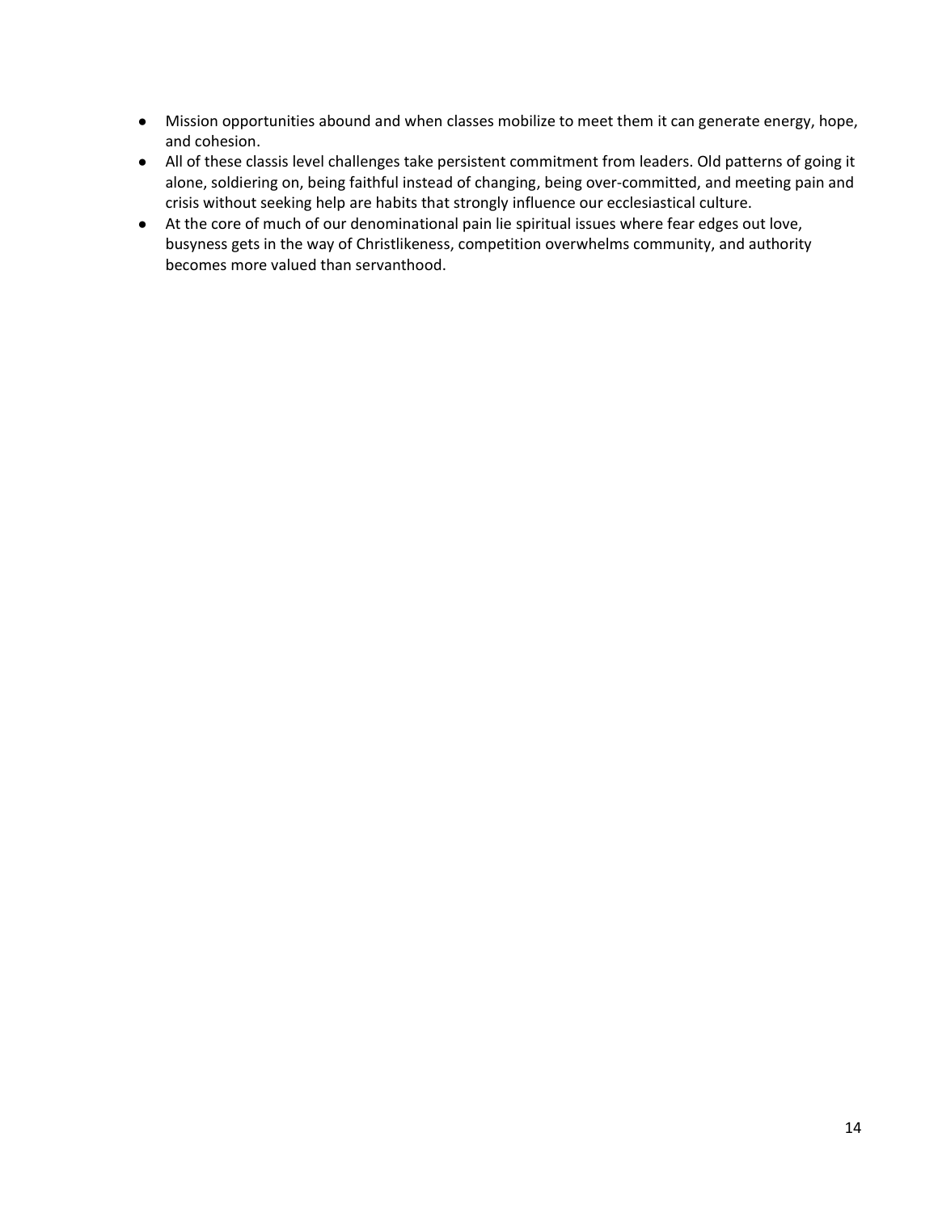- Mission opportunities abound and when classes mobilize to meet them it can generate energy, hope, and cohesion.
- All of these classis level challenges take persistent commitment from leaders. Old patterns of going it alone, soldiering on, being faithful instead of changing, being over-committed, and meeting pain and crisis without seeking help are habits that strongly influence our ecclesiastical culture.
- At the core of much of our denominational pain lie spiritual issues where fear edges out love, busyness gets in the way of Christlikeness, competition overwhelms community, and authority becomes more valued than servanthood.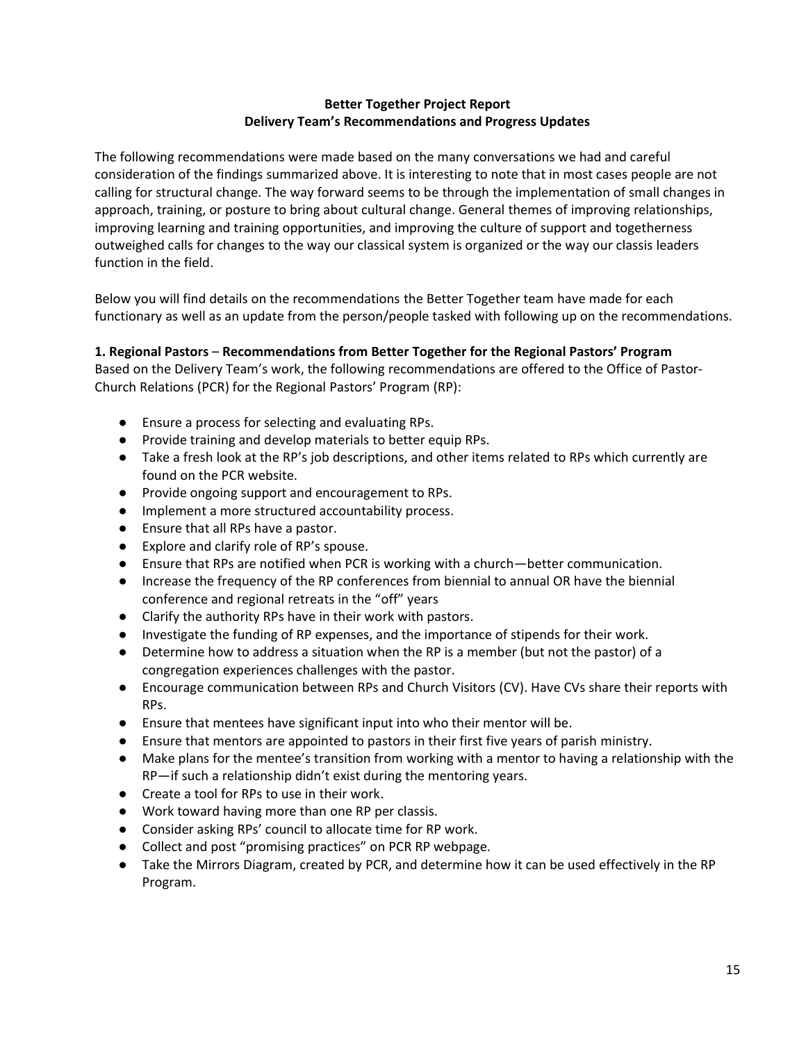**Better Together Project Report**
**Delivery Team's Recommendations and Progress Updates**

The following recommendations were made based on the many conversations we had and careful consideration of the findings summarized above. It is interesting to note that in most cases people are not calling for structural change. The way forward seems to be through the implementation of small changes in approach, training, or posture to bring about cultural change. General themes of improving relationships, improving learning and training opportunities, and improving the culture of support and togetherness outweighed calls for changes to the way our classical system is organized or the way our classis leaders function in the field.

Below you will find details on the recommendations the Better Together team have made for each functionary as well as an update from the person/people tasked with following up on the recommendations.

**1. Regional Pastors – Recommendations from Better Together for the Regional Pastors' Program**
Based on the Delivery Team's work, the following recommendations are offered to the Office of Pastor-Church Relations (PCR) for the Regional Pastors' Program (RP):

- Ensure a process for selecting and evaluating RPs.
- Provide training and develop materials to better equip RPs.
- Take a fresh look at the RP's job descriptions, and other items related to RPs which currently are found on the PCR website.
- Provide ongoing support and encouragement to RPs.
- Implement a more structured accountability process.
- Ensure that all RPs have a pastor.
- Explore and clarify role of RP's spouse.
- Ensure that RPs are notified when PCR is working with a church—better communication.
- Increase the frequency of the RP conferences from biennial to annual OR have the biennial conference and regional retreats in the "off" years
- Clarify the authority RPs have in their work with pastors.
- Investigate the funding of RP expenses, and the importance of stipends for their work.
- Determine how to address a situation when the RP is a member (but not the pastor) of a congregation experiences challenges with the pastor.
- Encourage communication between RPs and Church Visitors (CV). Have CVs share their reports with RPs.
- Ensure that mentees have significant input into who their mentor will be.
- Ensure that mentors are appointed to pastors in their first five years of parish ministry.
- Make plans for the mentee's transition from working with a mentor to having a relationship with the RP—if such a relationship didn't exist during the mentoring years.
- Create a tool for RPs to use in their work.
- Work toward having more than one RP per classis.
- Consider asking RPs' council to allocate time for RP work.
- Collect and post "promising practices" on PCR RP webpage.
- Take the Mirrors Diagram, created by PCR, and determine how it can be used effectively in the RP Program.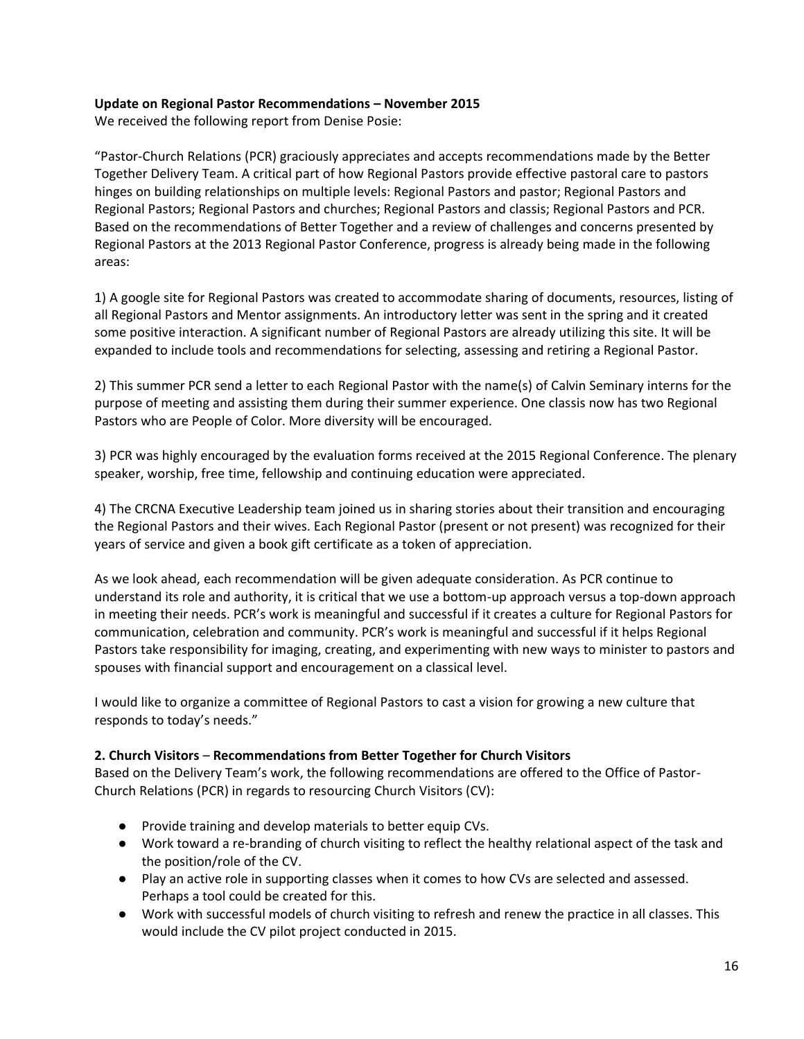**Update on Regional Pastor Recommendations – November 2015**

We received the following report from Denise Posie:

"Pastor-Church Relations (PCR) graciously appreciates and accepts recommendations made by the Better Together Delivery Team. A critical part of how Regional Pastors provide effective pastoral care to pastors hinges on building relationships on multiple levels: Regional Pastors and pastor; Regional Pastors and Regional Pastors; Regional Pastors and churches; Regional Pastors and classis; Regional Pastors and PCR. Based on the recommendations of Better Together and a review of challenges and concerns presented by Regional Pastors at the 2013 Regional Pastor Conference, progress is already being made in the following areas:

1) A google site for Regional Pastors was created to accommodate sharing of documents, resources, listing of all Regional Pastors and Mentor assignments. An introductory letter was sent in the spring and it created some positive interaction. A significant number of Regional Pastors are already utilizing this site. It will be expanded to include tools and recommendations for selecting, assessing and retiring a Regional Pastor.

2) This summer PCR send a letter to each Regional Pastor with the name(s) of Calvin Seminary interns for the purpose of meeting and assisting them during their summer experience. One classis now has two Regional Pastors who are People of Color. More diversity will be encouraged.

3) PCR was highly encouraged by the evaluation forms received at the 2015 Regional Conference. The plenary speaker, worship, free time, fellowship and continuing education were appreciated.

4) The CRCNA Executive Leadership team joined us in sharing stories about their transition and encouraging the Regional Pastors and their wives. Each Regional Pastor (present or not present) was recognized for their years of service and given a book gift certificate as a token of appreciation.

As we look ahead, each recommendation will be given adequate consideration. As PCR continue to understand its role and authority, it is critical that we use a bottom-up approach versus a top-down approach in meeting their needs. PCR's work is meaningful and successful if it creates a culture for Regional Pastors for communication, celebration and community. PCR's work is meaningful and successful if it helps Regional Pastors take responsibility for imaging, creating, and experimenting with new ways to minister to pastors and spouses with financial support and encouragement on a classical level.

I would like to organize a committee of Regional Pastors to cast a vision for growing a new culture that responds to today's needs."

**2. Church Visitors – Recommendations from Better Together for Church Visitors**

Based on the Delivery Team's work, the following recommendations are offered to the Office of Pastor-Church Relations (PCR) in regards to resourcing Church Visitors (CV):

- Provide training and develop materials to better equip CVs.
- Work toward a re-branding of church visiting to reflect the healthy relational aspect of the task and the position/role of the CV.
- Play an active role in supporting classes when it comes to how CVs are selected and assessed. Perhaps a tool could be created for this.
- Work with successful models of church visiting to refresh and renew the practice in all classes. This would include the CV pilot project conducted in 2015.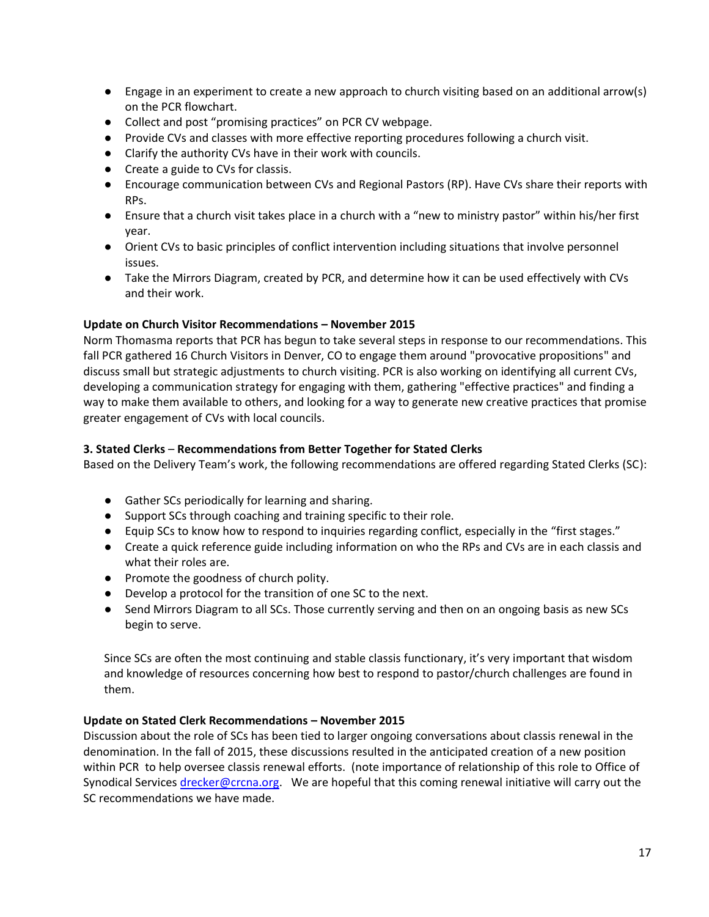- Engage in an experiment to create a new approach to church visiting based on an additional arrow(s) on the PCR flowchart.
- Collect and post "promising practices" on PCR CV webpage.
- Provide CVs and classes with more effective reporting procedures following a church visit.
- Clarify the authority CVs have in their work with councils.
- Create a guide to CVs for classis.
- Encourage communication between CVs and Regional Pastors (RP). Have CVs share their reports with RPs.
- Ensure that a church visit takes place in a church with a "new to ministry pastor" within his/her first year.
- Orient CVs to basic principles of conflict intervention including situations that involve personnel issues.
- Take the Mirrors Diagram, created by PCR, and determine how it can be used effectively with CVs and their work.

**Update on Church Visitor Recommendations – November 2015**

Norm Thomasma reports that PCR has begun to take several steps in response to our recommendations. This fall PCR gathered 16 Church Visitors in Denver, CO to engage them around "provocative propositions" and discuss small but strategic adjustments to church visiting. PCR is also working on identifying all current CVs, developing a communication strategy for engaging with them, gathering "effective practices" and finding a way to make them available to others, and looking for a way to generate new creative practices that promise greater engagement of CVs with local councils.

**3. Stated Clerks** – **Recommendations from Better Together for Stated Clerks**

Based on the Delivery Team's work, the following recommendations are offered regarding Stated Clerks (SC):

- Gather SCs periodically for learning and sharing.
- Support SCs through coaching and training specific to their role.
- Equip SCs to know how to respond to inquiries regarding conflict, especially in the "first stages."
- Create a quick reference guide including information on who the RPs and CVs are in each classis and what their roles are.
- Promote the goodness of church polity.
- Develop a protocol for the transition of one SC to the next.
- Send Mirrors Diagram to all SCs. Those currently serving and then on an ongoing basis as new SCs begin to serve.

Since SCs are often the most continuing and stable classis functionary, it's very important that wisdom and knowledge of resources concerning how best to respond to pastor/church challenges are found in them.

**Update on Stated Clerk Recommendations – November 2015**

Discussion about the role of SCs has been tied to larger ongoing conversations about classis renewal in the denomination. In the fall of 2015, these discussions resulted in the anticipated creation of a new position within PCR to help oversee classis renewal efforts. (note importance of relationship of this role to Office of Synodical Services drecker@crcna.org. We are hopeful that this coming renewal initiative will carry out the SC recommendations we have made.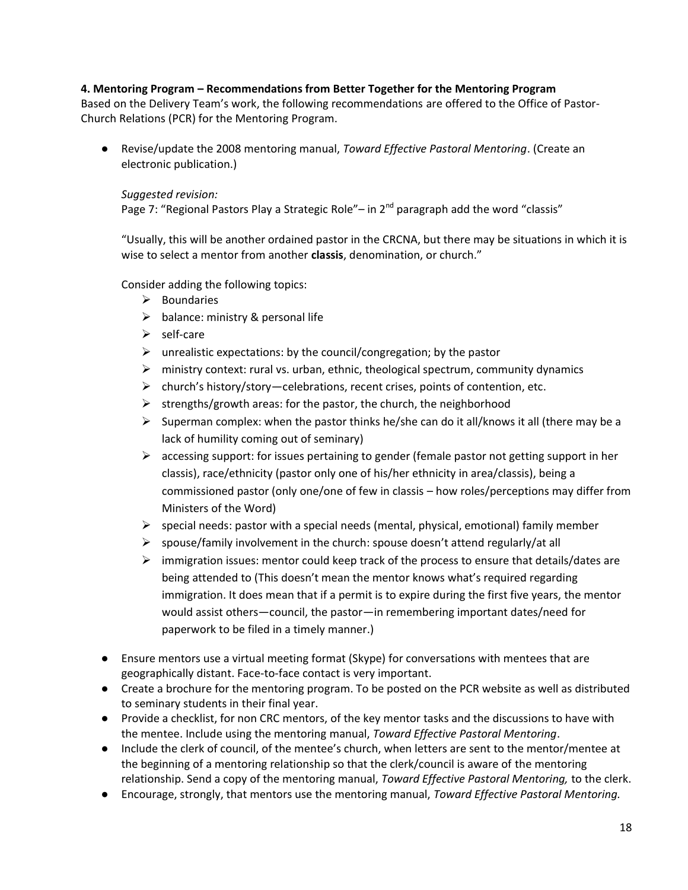**4. Mentoring Program – Recommendations from Better Together for the Mentoring Program**

Based on the Delivery Team's work, the following recommendations are offered to the Office of Pastor-Church Relations (PCR) for the Mentoring Program.

- Revise/update the 2008 mentoring manual, *Toward Effective Pastoral Mentoring*. (Create an electronic publication.)

  *Suggested revision:*

  Page 7: "Regional Pastors Play a Strategic Role"– in 2nd paragraph add the word "classis"

  "Usually, this will be another ordained pastor in the CRCNA, but there may be situations in which it is wise to select a mentor from another **classis**, denomination, or church."

  Consider adding the following topics:

  - Boundaries
  - balance: ministry & personal life
  - self-care
  - unrealistic expectations: by the council/congregation; by the pastor
  - ministry context: rural vs. urban, ethnic, theological spectrum, community dynamics
  - church's history/story—celebrations, recent crises, points of contention, etc.
  - strengths/growth areas: for the pastor, the church, the neighborhood
  - Superman complex: when the pastor thinks he/she can do it all/knows it all (there may be a lack of humility coming out of seminary)
  - accessing support: for issues pertaining to gender (female pastor not getting support in her classis), race/ethnicity (pastor only one of his/her ethnicity in area/classis), being a commissioned pastor (only one/one of few in classis – how roles/perceptions may differ from Ministers of the Word)
  - special needs: pastor with a special needs (mental, physical, emotional) family member
  - spouse/family involvement in the church: spouse doesn't attend regularly/at all
  - immigration issues: mentor could keep track of the process to ensure that details/dates are being attended to (This doesn't mean the mentor knows what's required regarding immigration. It does mean that if a permit is to expire during the first five years, the mentor would assist others—council, the pastor—in remembering important dates/need for paperwork to be filed in a timely manner.)

- Ensure mentors use a virtual meeting format (Skype) for conversations with mentees that are geographically distant. Face-to-face contact is very important.
- Create a brochure for the mentoring program. To be posted on the PCR website as well as distributed to seminary students in their final year.
- Provide a checklist, for non CRC mentors, of the key mentor tasks and the discussions to have with the mentee. Include using the mentoring manual, *Toward Effective Pastoral Mentoring*.
- Include the clerk of council, of the mentee's church, when letters are sent to the mentor/mentee at the beginning of a mentoring relationship so that the clerk/council is aware of the mentoring relationship. Send a copy of the mentoring manual, *Toward Effective Pastoral Mentoring,* to the clerk.
- Encourage, strongly, that mentors use the mentoring manual, *Toward Effective Pastoral Mentoring.*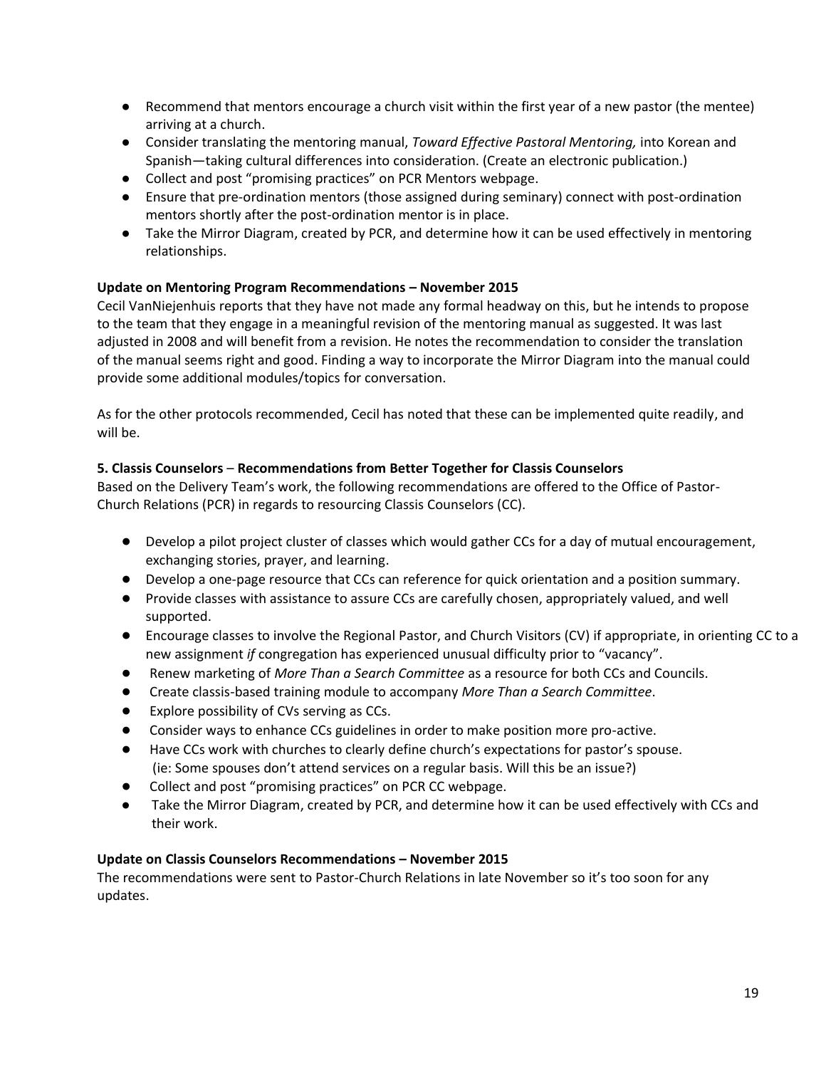- Recommend that mentors encourage a church visit within the first year of a new pastor (the mentee) arriving at a church.
- Consider translating the mentoring manual, *Toward Effective Pastoral Mentoring,* into Korean and Spanish—taking cultural differences into consideration. (Create an electronic publication.)
- Collect and post "promising practices" on PCR Mentors webpage.
- Ensure that pre-ordination mentors (those assigned during seminary) connect with post-ordination mentors shortly after the post-ordination mentor is in place.
- Take the Mirror Diagram, created by PCR, and determine how it can be used effectively in mentoring relationships.

**Update on Mentoring Program Recommendations – November 2015**

Cecil VanNiejenhuis reports that they have not made any formal headway on this, but he intends to propose to the team that they engage in a meaningful revision of the mentoring manual as suggested. It was last adjusted in 2008 and will benefit from a revision. He notes the recommendation to consider the translation of the manual seems right and good. Finding a way to incorporate the Mirror Diagram into the manual could provide some additional modules/topics for conversation.

As for the other protocols recommended, Cecil has noted that these can be implemented quite readily, and will be.

**5. Classis Counselors – Recommendations from Better Together for Classis Counselors**

Based on the Delivery Team's work, the following recommendations are offered to the Office of Pastor-Church Relations (PCR) in regards to resourcing Classis Counselors (CC).

- Develop a pilot project cluster of classes which would gather CCs for a day of mutual encouragement, exchanging stories, prayer, and learning.
- Develop a one-page resource that CCs can reference for quick orientation and a position summary.
- Provide classes with assistance to assure CCs are carefully chosen, appropriately valued, and well supported.
- Encourage classes to involve the Regional Pastor, and Church Visitors (CV) if appropriate, in orienting CC to a new assignment *if* congregation has experienced unusual difficulty prior to "vacancy".
- Renew marketing of *More Than a Search Committee* as a resource for both CCs and Councils.
- Create classis-based training module to accompany *More Than a Search Committee*.
- Explore possibility of CVs serving as CCs.
- Consider ways to enhance CCs guidelines in order to make position more pro-active.
- Have CCs work with churches to clearly define church's expectations for pastor's spouse. (ie: Some spouses don't attend services on a regular basis. Will this be an issue?)
- Collect and post "promising practices" on PCR CC webpage.
- Take the Mirror Diagram, created by PCR, and determine how it can be used effectively with CCs and their work.

**Update on Classis Counselors Recommendations – November 2015**

The recommendations were sent to Pastor-Church Relations in late November so it's too soon for any updates.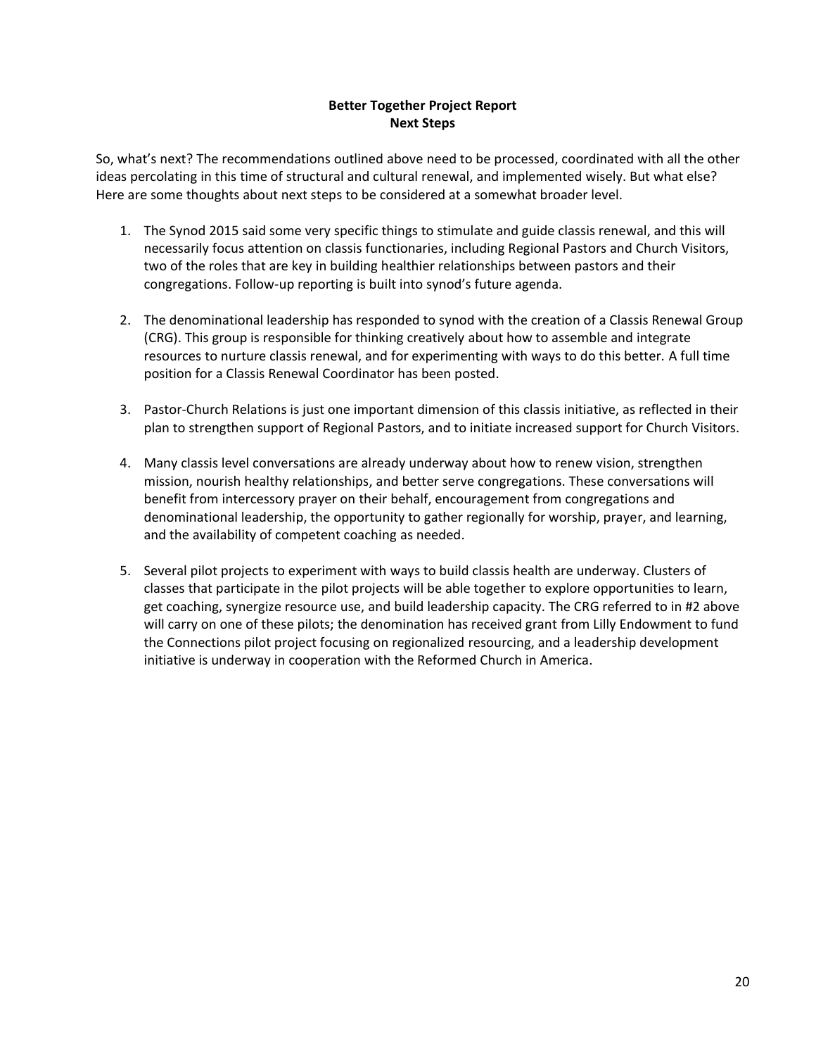**Better Together Project Report**
**Next Steps**

So, what's next? The recommendations outlined above need to be processed, coordinated with all the other ideas percolating in this time of structural and cultural renewal, and implemented wisely. But what else? Here are some thoughts about next steps to be considered at a somewhat broader level.

1. The Synod 2015 said some very specific things to stimulate and guide classis renewal, and this will necessarily focus attention on classis functionaries, including Regional Pastors and Church Visitors, two of the roles that are key in building healthier relationships between pastors and their congregations. Follow-up reporting is built into synod's future agenda.

2. The denominational leadership has responded to synod with the creation of a Classis Renewal Group (CRG). This group is responsible for thinking creatively about how to assemble and integrate resources to nurture classis renewal, and for experimenting with ways to do this better. A full time position for a Classis Renewal Coordinator has been posted.

3. Pastor-Church Relations is just one important dimension of this classis initiative, as reflected in their plan to strengthen support of Regional Pastors, and to initiate increased support for Church Visitors.

4. Many classis level conversations are already underway about how to renew vision, strengthen mission, nourish healthy relationships, and better serve congregations. These conversations will benefit from intercessory prayer on their behalf, encouragement from congregations and denominational leadership, the opportunity to gather regionally for worship, prayer, and learning, and the availability of competent coaching as needed.

5. Several pilot projects to experiment with ways to build classis health are underway. Clusters of classes that participate in the pilot projects will be able together to explore opportunities to learn, get coaching, synergize resource use, and build leadership capacity. The CRG referred to in #2 above will carry on one of these pilots; the denomination has received grant from Lilly Endowment to fund the Connections pilot project focusing on regionalized resourcing, and a leadership development initiative is underway in cooperation with the Reformed Church in America.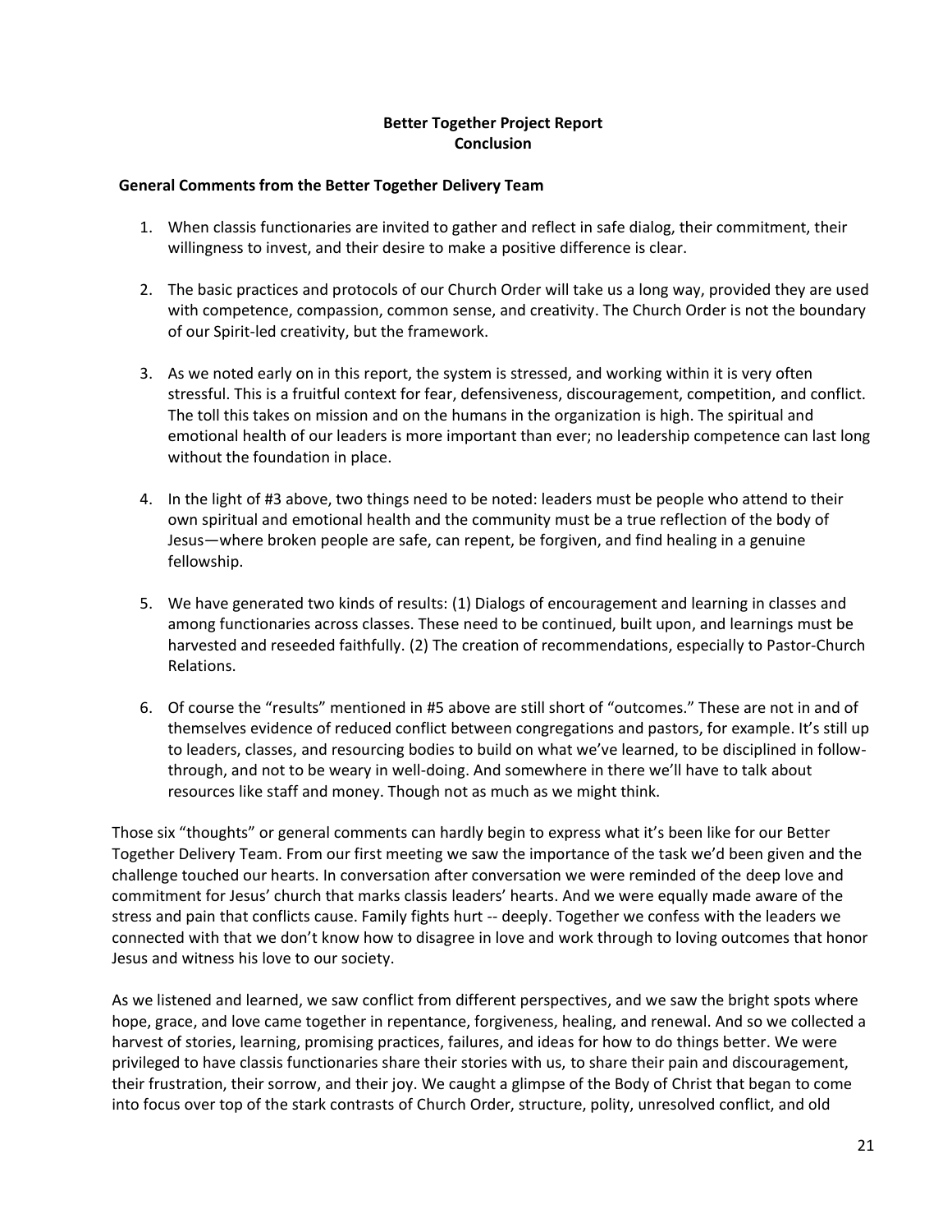**Better Together Project Report**
**Conclusion**

**General Comments from the Better Together Delivery Team**

1. When classis functionaries are invited to gather and reflect in safe dialog, their commitment, their willingness to invest, and their desire to make a positive difference is clear.

2. The basic practices and protocols of our Church Order will take us a long way, provided they are used with competence, compassion, common sense, and creativity. The Church Order is not the boundary of our Spirit-led creativity, but the framework.

3. As we noted early on in this report, the system is stressed, and working within it is very often stressful. This is a fruitful context for fear, defensiveness, discouragement, competition, and conflict. The toll this takes on mission and on the humans in the organization is high. The spiritual and emotional health of our leaders is more important than ever; no leadership competence can last long without the foundation in place.

4. In the light of #3 above, two things need to be noted: leaders must be people who attend to their own spiritual and emotional health and the community must be a true reflection of the body of Jesus—where broken people are safe, can repent, be forgiven, and find healing in a genuine fellowship.

5. We have generated two kinds of results: (1) Dialogs of encouragement and learning in classes and among functionaries across classes. These need to be continued, built upon, and learnings must be harvested and reseeded faithfully. (2) The creation of recommendations, especially to Pastor-Church Relations.

6. Of course the "results" mentioned in #5 above are still short of "outcomes." These are not in and of themselves evidence of reduced conflict between congregations and pastors, for example. It's still up to leaders, classes, and resourcing bodies to build on what we've learned, to be disciplined in follow-through, and not to be weary in well-doing. And somewhere in there we'll have to talk about resources like staff and money. Though not as much as we might think.

Those six "thoughts" or general comments can hardly begin to express what it's been like for our Better Together Delivery Team. From our first meeting we saw the importance of the task we'd been given and the challenge touched our hearts. In conversation after conversation we were reminded of the deep love and commitment for Jesus' church that marks classis leaders' hearts. And we were equally made aware of the stress and pain that conflicts cause. Family fights hurt -- deeply. Together we confess with the leaders we connected with that we don't know how to disagree in love and work through to loving outcomes that honor Jesus and witness his love to our society.

As we listened and learned, we saw conflict from different perspectives, and we saw the bright spots where hope, grace, and love came together in repentance, forgiveness, healing, and renewal. And so we collected a harvest of stories, learning, promising practices, failures, and ideas for how to do things better. We were privileged to have classis functionaries share their stories with us, to share their pain and discouragement, their frustration, their sorrow, and their joy. We caught a glimpse of the Body of Christ that began to come into focus over top of the stark contrasts of Church Order, structure, polity, unresolved conflict, and old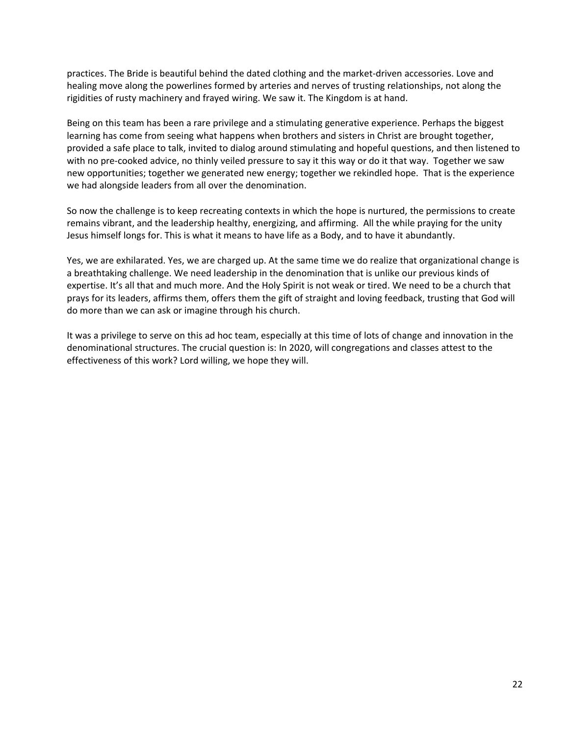practices. The Bride is beautiful behind the dated clothing and the market-driven accessories. Love and healing move along the powerlines formed by arteries and nerves of trusting relationships, not along the rigidities of rusty machinery and frayed wiring. We saw it. The Kingdom is at hand.

Being on this team has been a rare privilege and a stimulating generative experience. Perhaps the biggest learning has come from seeing what happens when brothers and sisters in Christ are brought together, provided a safe place to talk, invited to dialog around stimulating and hopeful questions, and then listened to with no pre-cooked advice, no thinly veiled pressure to say it this way or do it that way. Together we saw new opportunities; together we generated new energy; together we rekindled hope. That is the experience we had alongside leaders from all over the denomination.

So now the challenge is to keep recreating contexts in which the hope is nurtured, the permissions to create remains vibrant, and the leadership healthy, energizing, and affirming. All the while praying for the unity Jesus himself longs for. This is what it means to have life as a Body, and to have it abundantly.

Yes, we are exhilarated. Yes, we are charged up. At the same time we do realize that organizational change is a breathtaking challenge. We need leadership in the denomination that is unlike our previous kinds of expertise. It's all that and much more. And the Holy Spirit is not weak or tired. We need to be a church that prays for its leaders, affirms them, offers them the gift of straight and loving feedback, trusting that God will do more than we can ask or imagine through his church.

It was a privilege to serve on this ad hoc team, especially at this time of lots of change and innovation in the denominational structures. The crucial question is: In 2020, will congregations and classes attest to the effectiveness of this work? Lord willing, we hope they will.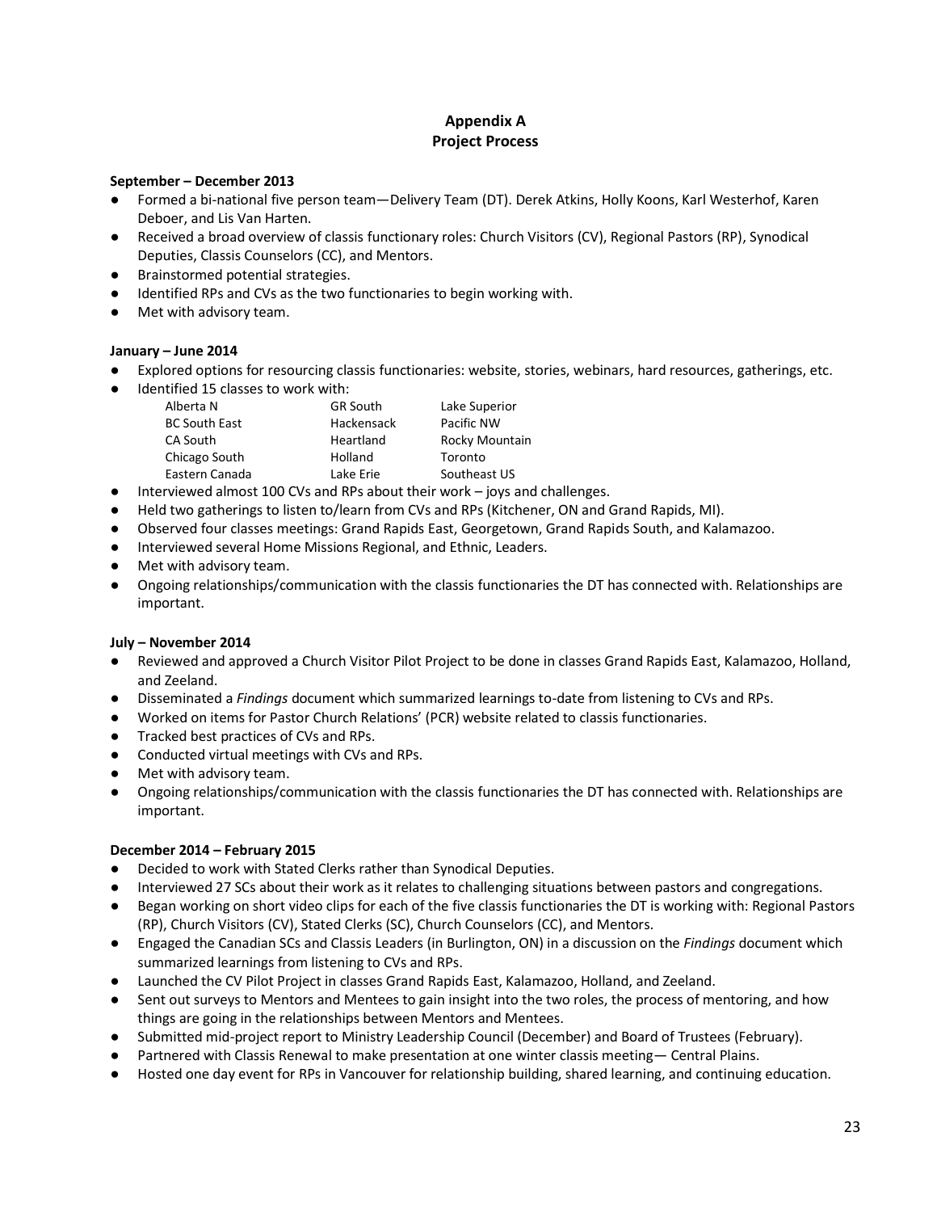## Appendix A
## Project Process

**September – December 2013**

- Formed a bi-national five person team—Delivery Team (DT). Derek Atkins, Holly Koons, Karl Westerhof, Karen Deboer, and Lis Van Harten.
- Received a broad overview of classis functionary roles: Church Visitors (CV), Regional Pastors (RP), Synodical Deputies, Classis Counselors (CC), and Mentors.
- Brainstormed potential strategies.
- Identified RPs and CVs as the two functionaries to begin working with.
- Met with advisory team.

**January – June 2014**

- Explored options for resourcing classis functionaries: website, stories, webinars, hard resources, gatherings, etc.
- Identified 15 classes to work with:

| | | |
|---|---|---|
| Alberta N | GR South | Lake Superior |
| BC South East | Hackensack | Pacific NW |
| CA South | Heartland | Rocky Mountain |
| Chicago South | Holland | Toronto |
| Eastern Canada | Lake Erie | Southeast US |

- Interviewed almost 100 CVs and RPs about their work – joys and challenges.
- Held two gatherings to listen to/learn from CVs and RPs (Kitchener, ON and Grand Rapids, MI).
- Observed four classes meetings: Grand Rapids East, Georgetown, Grand Rapids South, and Kalamazoo.
- Interviewed several Home Missions Regional, and Ethnic, Leaders.
- Met with advisory team.
- Ongoing relationships/communication with the classis functionaries the DT has connected with. Relationships are important.

**July – November 2014**

- Reviewed and approved a Church Visitor Pilot Project to be done in classes Grand Rapids East, Kalamazoo, Holland, and Zeeland.
- Disseminated a *Findings* document which summarized learnings to-date from listening to CVs and RPs.
- Worked on items for Pastor Church Relations' (PCR) website related to classis functionaries.
- Tracked best practices of CVs and RPs.
- Conducted virtual meetings with CVs and RPs.
- Met with advisory team.
- Ongoing relationships/communication with the classis functionaries the DT has connected with. Relationships are important.

**December 2014 – February 2015**

- Decided to work with Stated Clerks rather than Synodical Deputies.
- Interviewed 27 SCs about their work as it relates to challenging situations between pastors and congregations.
- Began working on short video clips for each of the five classis functionaries the DT is working with: Regional Pastors (RP), Church Visitors (CV), Stated Clerks (SC), Church Counselors (CC), and Mentors.
- Engaged the Canadian SCs and Classis Leaders (in Burlington, ON) in a discussion on the *Findings* document which summarized learnings from listening to CVs and RPs.
- Launched the CV Pilot Project in classes Grand Rapids East, Kalamazoo, Holland, and Zeeland.
- Sent out surveys to Mentors and Mentees to gain insight into the two roles, the process of mentoring, and how things are going in the relationships between Mentors and Mentees.
- Submitted mid-project report to Ministry Leadership Council (December) and Board of Trustees (February).
- Partnered with Classis Renewal to make presentation at one winter classis meeting— Central Plains.
- Hosted one day event for RPs in Vancouver for relationship building, shared learning, and continuing education.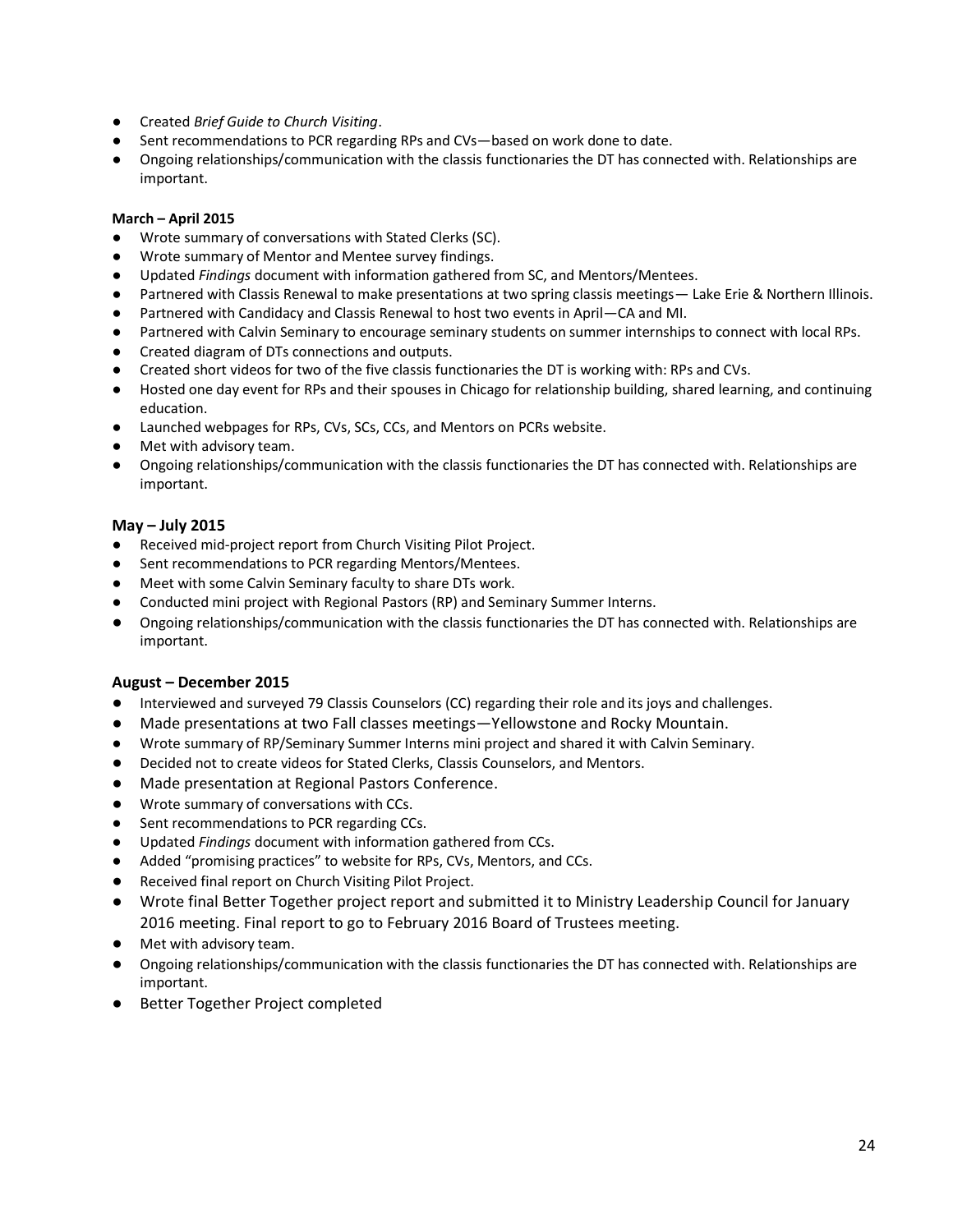- Created *Brief Guide to Church Visiting*.
- Sent recommendations to PCR regarding RPs and CVs—based on work done to date.
- Ongoing relationships/communication with the classis functionaries the DT has connected with. Relationships are important.

**March – April 2015**

- Wrote summary of conversations with Stated Clerks (SC).
- Wrote summary of Mentor and Mentee survey findings.
- Updated *Findings* document with information gathered from SC, and Mentors/Mentees.
- Partnered with Classis Renewal to make presentations at two spring classis meetings— Lake Erie & Northern Illinois.
- Partnered with Candidacy and Classis Renewal to host two events in April—CA and MI.
- Partnered with Calvin Seminary to encourage seminary students on summer internships to connect with local RPs.
- Created diagram of DTs connections and outputs.
- Created short videos for two of the five classis functionaries the DT is working with: RPs and CVs.
- Hosted one day event for RPs and their spouses in Chicago for relationship building, shared learning, and continuing education.
- Launched webpages for RPs, CVs, SCs, CCs, and Mentors on PCRs website.
- Met with advisory team.
- Ongoing relationships/communication with the classis functionaries the DT has connected with. Relationships are important.

**May – July 2015**

- Received mid-project report from Church Visiting Pilot Project.
- Sent recommendations to PCR regarding Mentors/Mentees.
- Meet with some Calvin Seminary faculty to share DTs work.
- Conducted mini project with Regional Pastors (RP) and Seminary Summer Interns.
- Ongoing relationships/communication with the classis functionaries the DT has connected with. Relationships are important.

**August – December 2015**

- Interviewed and surveyed 79 Classis Counselors (CC) regarding their role and its joys and challenges.
- Made presentations at two Fall classes meetings—Yellowstone and Rocky Mountain.
- Wrote summary of RP/Seminary Summer Interns mini project and shared it with Calvin Seminary.
- Decided not to create videos for Stated Clerks, Classis Counselors, and Mentors.
- Made presentation at Regional Pastors Conference.
- Wrote summary of conversations with CCs.
- Sent recommendations to PCR regarding CCs.
- Updated *Findings* document with information gathered from CCs.
- Added "promising practices" to website for RPs, CVs, Mentors, and CCs.
- Received final report on Church Visiting Pilot Project.
- Wrote final Better Together project report and submitted it to Ministry Leadership Council for January 2016 meeting. Final report to go to February 2016 Board of Trustees meeting.
- Met with advisory team.
- Ongoing relationships/communication with the classis functionaries the DT has connected with. Relationships are important.
- Better Together Project completed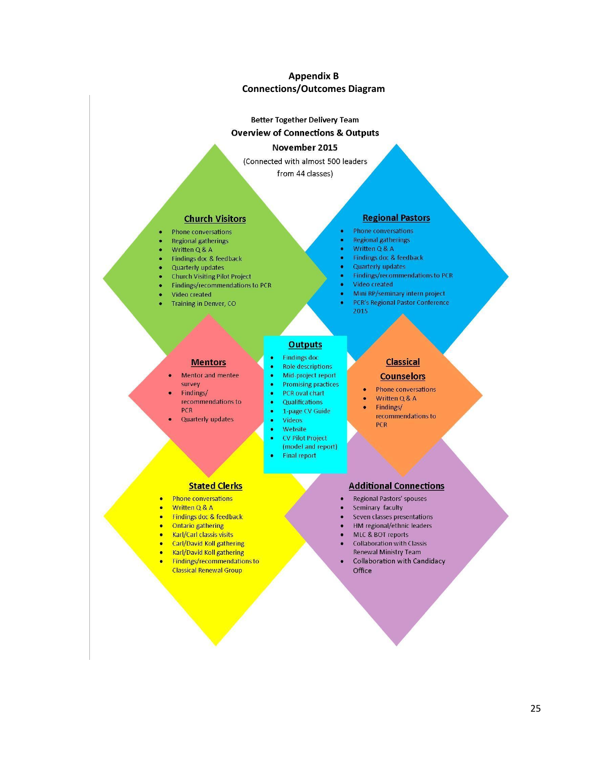# Appendix B
## Connections/Outcomes Diagram

**Better Together Delivery Team**

**Overview of Connections & Outputs**

**November 2015**

(Connected with almost 500 leaders from 44 classes)

### Church Visitors

- Phone conversations
- Regional gatherings
- Written Q & A
- Findings doc & feedback
- Quarterly updates
- Church Visiting Pilot Project
- Findings/recommendations to PCR
- Video created
- Training in Denver, CO

### Regional Pastors

- Phone conversations
- Regional gatherings
- Written Q & A
- Findings doc & feedback
- Quarterly updates
- Findings/recommendations to PCR
- Video created
- Mini RP/seminary intern project
- PCR's Regional Pastor Conference 2015

### Mentors

- Mentor and mentee survey
- Findings/ recommendations to PCR
- Quarterly updates

### Outputs

- Findings doc
- Role descriptions
- Mid-project report
- Promising practices
- PCR oval chart
- Qualifications
- 1-page CV Guide
- Videos
- Website
- CV Pilot Project (model and report)
- Final report

### Classical Counselors

- Phone conversations
- Written Q & A
- Findings/ recommendations to PCR

### Stated Clerks

- Phone conversations
- Written Q & A
- Findings doc & feedback
- Ontario gathering
- Karl/Carl classis visits
- Carl/David Koll gathering
- Karl/David Koll gathering
- Findings/recommendations to Classical Renewal Group

### Additional Connections

- Regional Pastors' spouses
- Seminary faculty
- Seven classes presentations
- HM regional/ethnic leaders
- MLC & BOT reports
- Collaboration with Classis Renewal Ministry Team
- Collaboration with Candidacy Office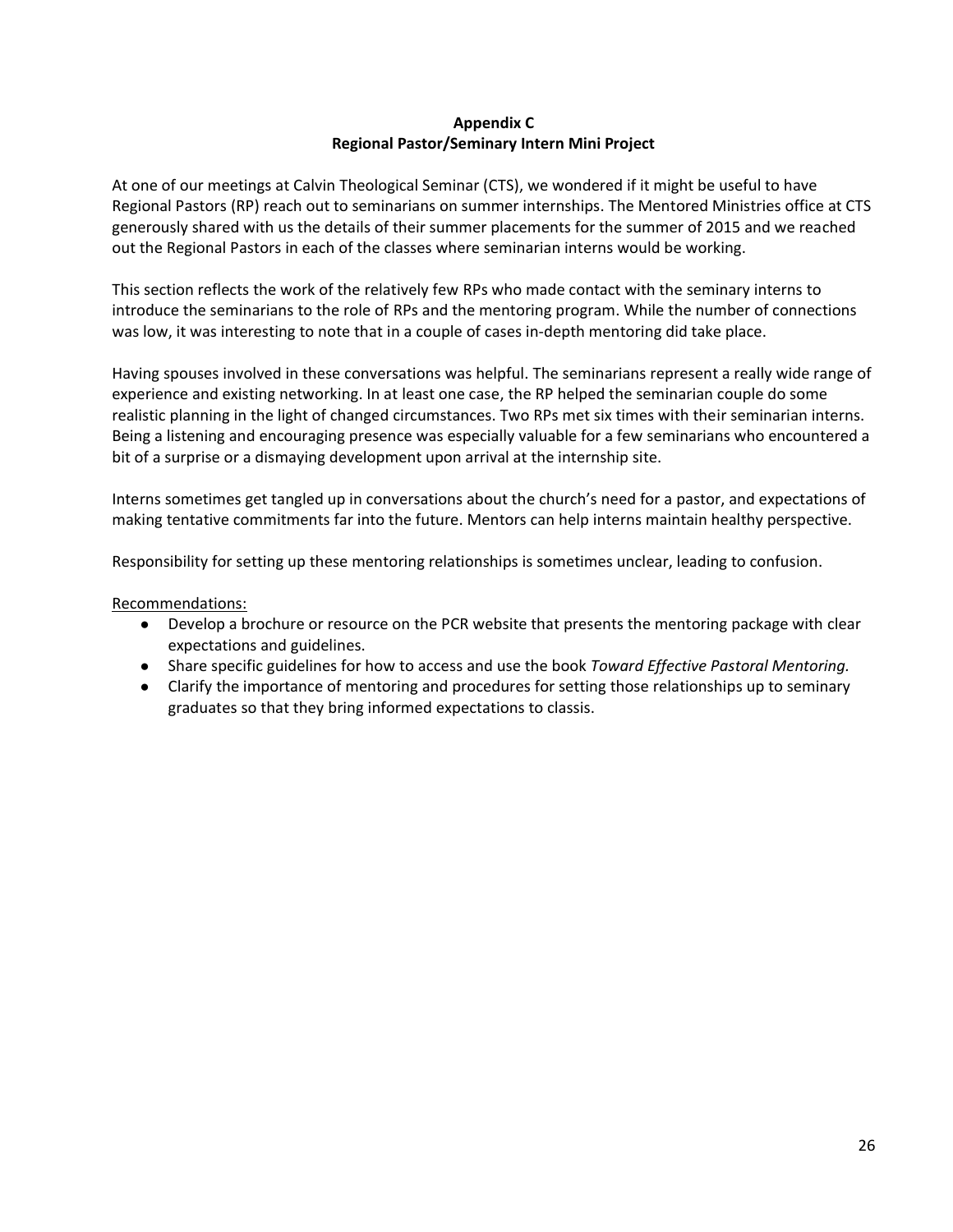**Appendix C**
**Regional Pastor/Seminary Intern Mini Project**

At one of our meetings at Calvin Theological Seminar (CTS), we wondered if it might be useful to have Regional Pastors (RP) reach out to seminarians on summer internships. The Mentored Ministries office at CTS generously shared with us the details of their summer placements for the summer of 2015 and we reached out the Regional Pastors in each of the classes where seminarian interns would be working.

This section reflects the work of the relatively few RPs who made contact with the seminary interns to introduce the seminarians to the role of RPs and the mentoring program. While the number of connections was low, it was interesting to note that in a couple of cases in-depth mentoring did take place.

Having spouses involved in these conversations was helpful. The seminarians represent a really wide range of experience and existing networking. In at least one case, the RP helped the seminarian couple do some realistic planning in the light of changed circumstances. Two RPs met six times with their seminarian interns. Being a listening and encouraging presence was especially valuable for a few seminarians who encountered a bit of a surprise or a dismaying development upon arrival at the internship site.

Interns sometimes get tangled up in conversations about the church's need for a pastor, and expectations of making tentative commitments far into the future. Mentors can help interns maintain healthy perspective.

Responsibility for setting up these mentoring relationships is sometimes unclear, leading to confusion.

Recommendations:

- Develop a brochure or resource on the PCR website that presents the mentoring package with clear expectations and guidelines.
- Share specific guidelines for how to access and use the book *Toward Effective Pastoral Mentoring.*
- Clarify the importance of mentoring and procedures for setting those relationships up to seminary graduates so that they bring informed expectations to classis.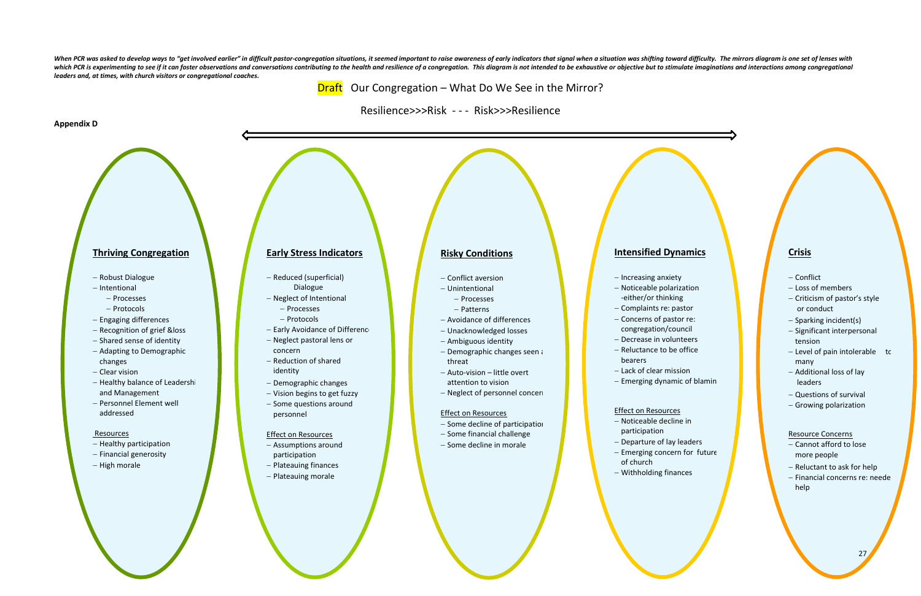*When PCR was asked to develop ways to "get involved earlier" in difficult pastor-congregation situations, it seemed important to raise awareness of early indicators that signal when a situation was shifting toward difficulty. The mirrors diagram is one set of lenses with which PCR is experimenting to see if it can foster observations and conversations contributing to the health and resilience of a congregation. This diagram is not intended to be exhaustive or objective but to stimulate imaginations and interactions among congregational leaders and, at times, with church visitors or congregational coaches.*

**Appendix D**

## Draft Our Congregation – What Do We See in the Mirror?

Resilience>>>Risk - - - Risk>>>Resilience

### Thriving Congregation

- Robust Dialogue
- Intentional
  - Processes
  - Protocols
- Engaging differences
- Recognition of grief &loss
- Shared sense of identity
- Adapting to Demographic changes
- Clear vision
- Healthy balance of Leadershi and Management
- Personnel Element well addressed

Resources

- Healthy participation
- Financial generosity
- High morale

### Early Stress Indicators

- Reduced (superficial) Dialogue
- Neglect of Intentional
  - Processes
  - Protocols
- Early Avoidance of Differenc
- Neglect pastoral lens or concern
- Reduction of shared identity
- Demographic changes
- Vision begins to get fuzzy
- Some questions around personnel

Effect on Resources

- Assumptions around participation
- Plateauing finances
- Plateauing morale

### Risky Conditions

- Conflict aversion
- Unintentional
  - Processes
  - Patterns
- Avoidance of differences
- Unacknowledged losses
- Ambiguous identity
- Demographic changes seen a threat
- Auto-vision – little overt attention to vision
- Neglect of personnel concer

Effect on Resources

- Some decline of participatio
- Some financial challenge
- Some decline in morale

### Intensified Dynamics

- Increasing anxiety
- Noticeable polarization -either/or thinking
- Complaints re: pastor
- Concerns of pastor re: congregation/council
- Decrease in volunteers
- Reluctance to be office bearers
- Lack of clear mission
- Emerging dynamic of blamin

Effect on Resources

- Noticeable decline in participation
- Departure of lay leaders
- Emerging concern for future of church
- Withholding finances

### Crisis

- Conflict
- Loss of members
- Criticism of pastor's style or conduct
- Sparking incident(s)
- Significant interpersonal tension
- Level of pain intolerable tc many
- Additional loss of lay leaders
- Questions of survival
- Growing polarization

Resource Concerns

- Cannot afford to lose more people
- Reluctant to ask for help
- Financial concerns re: neede help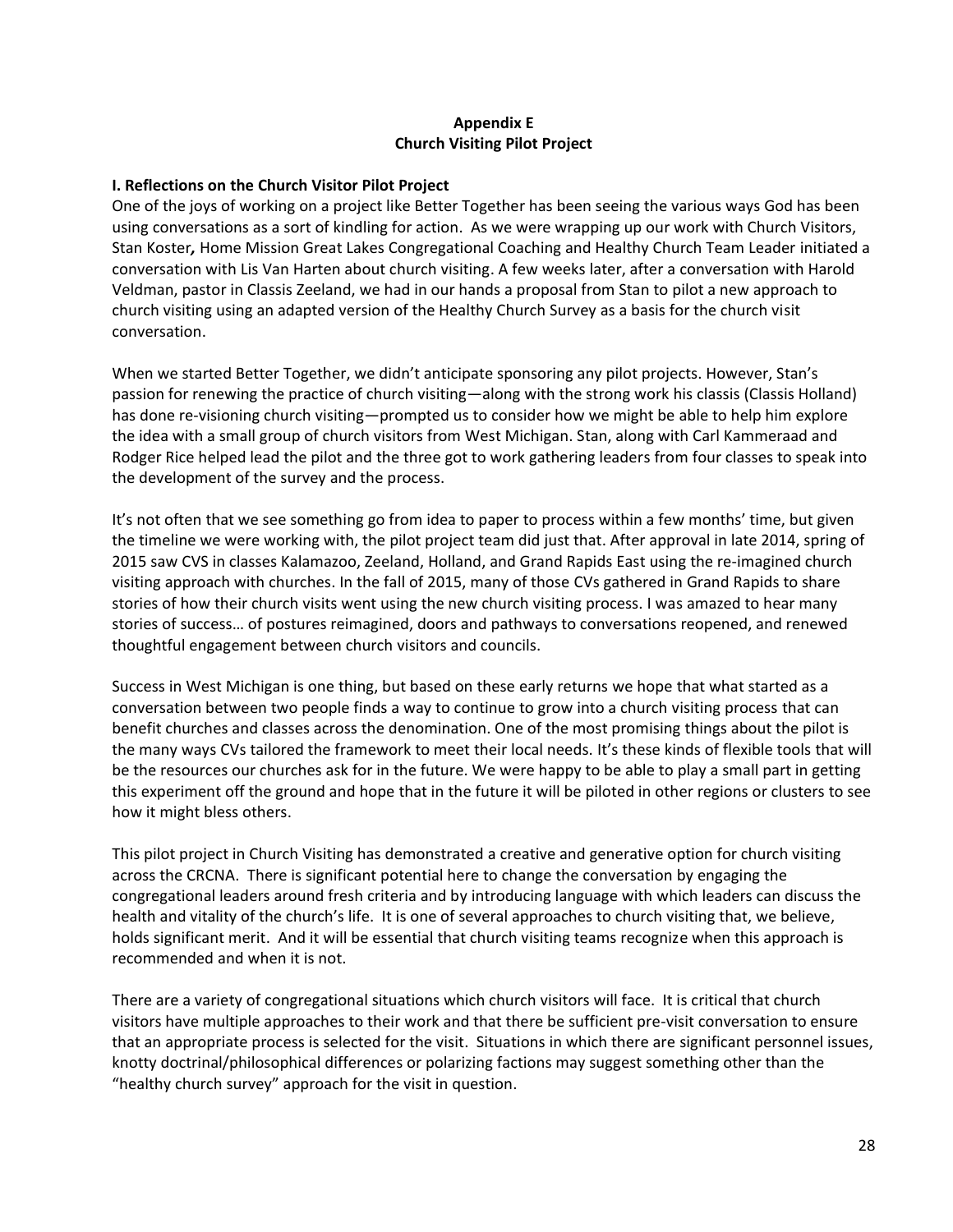**Appendix E**
**Church Visiting Pilot Project**

**I. Reflections on the Church Visitor Pilot Project**

One of the joys of working on a project like Better Together has been seeing the various ways God has been using conversations as a sort of kindling for action. As we were wrapping up our work with Church Visitors, Stan Koster***,*** Home Mission Great Lakes Congregational Coaching and Healthy Church Team Leader initiated a conversation with Lis Van Harten about church visiting. A few weeks later, after a conversation with Harold Veldman, pastor in Classis Zeeland, we had in our hands a proposal from Stan to pilot a new approach to church visiting using an adapted version of the Healthy Church Survey as a basis for the church visit conversation.

When we started Better Together, we didn't anticipate sponsoring any pilot projects. However, Stan's passion for renewing the practice of church visiting—along with the strong work his classis (Classis Holland) has done re-visioning church visiting—prompted us to consider how we might be able to help him explore the idea with a small group of church visitors from West Michigan. Stan, along with Carl Kammeraad and Rodger Rice helped lead the pilot and the three got to work gathering leaders from four classes to speak into the development of the survey and the process.

It's not often that we see something go from idea to paper to process within a few months' time, but given the timeline we were working with, the pilot project team did just that. After approval in late 2014, spring of 2015 saw CVS in classes Kalamazoo, Zeeland, Holland, and Grand Rapids East using the re-imagined church visiting approach with churches. In the fall of 2015, many of those CVs gathered in Grand Rapids to share stories of how their church visits went using the new church visiting process. I was amazed to hear many stories of success… of postures reimagined, doors and pathways to conversations reopened, and renewed thoughtful engagement between church visitors and councils.

Success in West Michigan is one thing, but based on these early returns we hope that what started as a conversation between two people finds a way to continue to grow into a church visiting process that can benefit churches and classes across the denomination. One of the most promising things about the pilot is the many ways CVs tailored the framework to meet their local needs. It's these kinds of flexible tools that will be the resources our churches ask for in the future. We were happy to be able to play a small part in getting this experiment off the ground and hope that in the future it will be piloted in other regions or clusters to see how it might bless others.

This pilot project in Church Visiting has demonstrated a creative and generative option for church visiting across the CRCNA. There is significant potential here to change the conversation by engaging the congregational leaders around fresh criteria and by introducing language with which leaders can discuss the health and vitality of the church's life. It is one of several approaches to church visiting that, we believe, holds significant merit. And it will be essential that church visiting teams recognize when this approach is recommended and when it is not.

There are a variety of congregational situations which church visitors will face. It is critical that church visitors have multiple approaches to their work and that there be sufficient pre-visit conversation to ensure that an appropriate process is selected for the visit. Situations in which there are significant personnel issues, knotty doctrinal/philosophical differences or polarizing factions may suggest something other than the "healthy church survey" approach for the visit in question.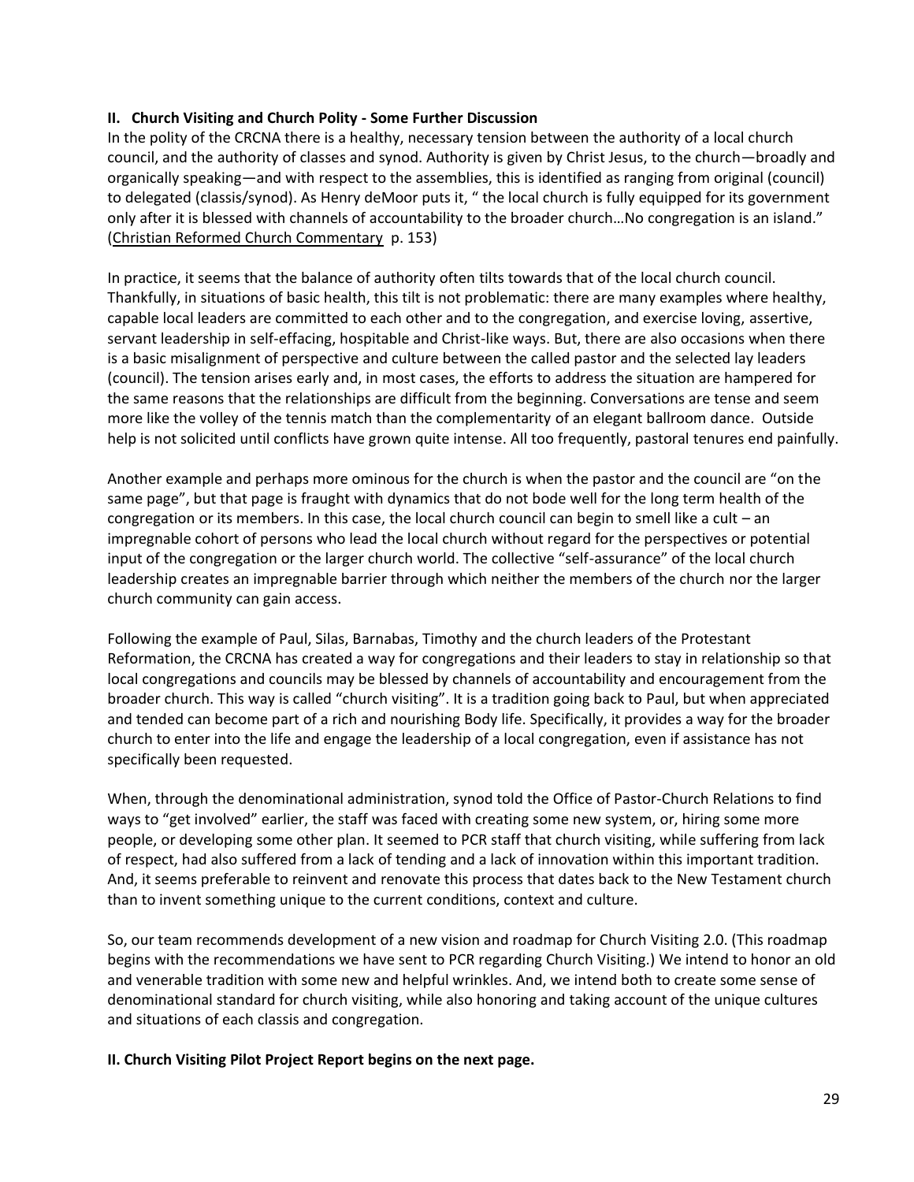**II. Church Visiting and Church Polity - Some Further Discussion**

In the polity of the CRCNA there is a healthy, necessary tension between the authority of a local church council, and the authority of classes and synod. Authority is given by Christ Jesus, to the church—broadly and organically speaking—and with respect to the assemblies, this is identified as ranging from original (council) to delegated (classis/synod). As Henry deMoor puts it, " the local church is fully equipped for its government only after it is blessed with channels of accountability to the broader church…No congregation is an island." (Christian Reformed Church Commentary p. 153)

In practice, it seems that the balance of authority often tilts towards that of the local church council. Thankfully, in situations of basic health, this tilt is not problematic: there are many examples where healthy, capable local leaders are committed to each other and to the congregation, and exercise loving, assertive, servant leadership in self-effacing, hospitable and Christ-like ways. But, there are also occasions when there is a basic misalignment of perspective and culture between the called pastor and the selected lay leaders (council). The tension arises early and, in most cases, the efforts to address the situation are hampered for the same reasons that the relationships are difficult from the beginning. Conversations are tense and seem more like the volley of the tennis match than the complementarity of an elegant ballroom dance. Outside help is not solicited until conflicts have grown quite intense. All too frequently, pastoral tenures end painfully.

Another example and perhaps more ominous for the church is when the pastor and the council are "on the same page", but that page is fraught with dynamics that do not bode well for the long term health of the congregation or its members. In this case, the local church council can begin to smell like a cult – an impregnable cohort of persons who lead the local church without regard for the perspectives or potential input of the congregation or the larger church world. The collective "self-assurance" of the local church leadership creates an impregnable barrier through which neither the members of the church nor the larger church community can gain access.

Following the example of Paul, Silas, Barnabas, Timothy and the church leaders of the Protestant Reformation, the CRCNA has created a way for congregations and their leaders to stay in relationship so that local congregations and councils may be blessed by channels of accountability and encouragement from the broader church. This way is called "church visiting". It is a tradition going back to Paul, but when appreciated and tended can become part of a rich and nourishing Body life. Specifically, it provides a way for the broader church to enter into the life and engage the leadership of a local congregation, even if assistance has not specifically been requested.

When, through the denominational administration, synod told the Office of Pastor-Church Relations to find ways to "get involved" earlier, the staff was faced with creating some new system, or, hiring some more people, or developing some other plan. It seemed to PCR staff that church visiting, while suffering from lack of respect, had also suffered from a lack of tending and a lack of innovation within this important tradition. And, it seems preferable to reinvent and renovate this process that dates back to the New Testament church than to invent something unique to the current conditions, context and culture.

So, our team recommends development of a new vision and roadmap for Church Visiting 2.0. (This roadmap begins with the recommendations we have sent to PCR regarding Church Visiting.) We intend to honor an old and venerable tradition with some new and helpful wrinkles. And, we intend both to create some sense of denominational standard for church visiting, while also honoring and taking account of the unique cultures and situations of each classis and congregation.

**II. Church Visiting Pilot Project Report begins on the next page.**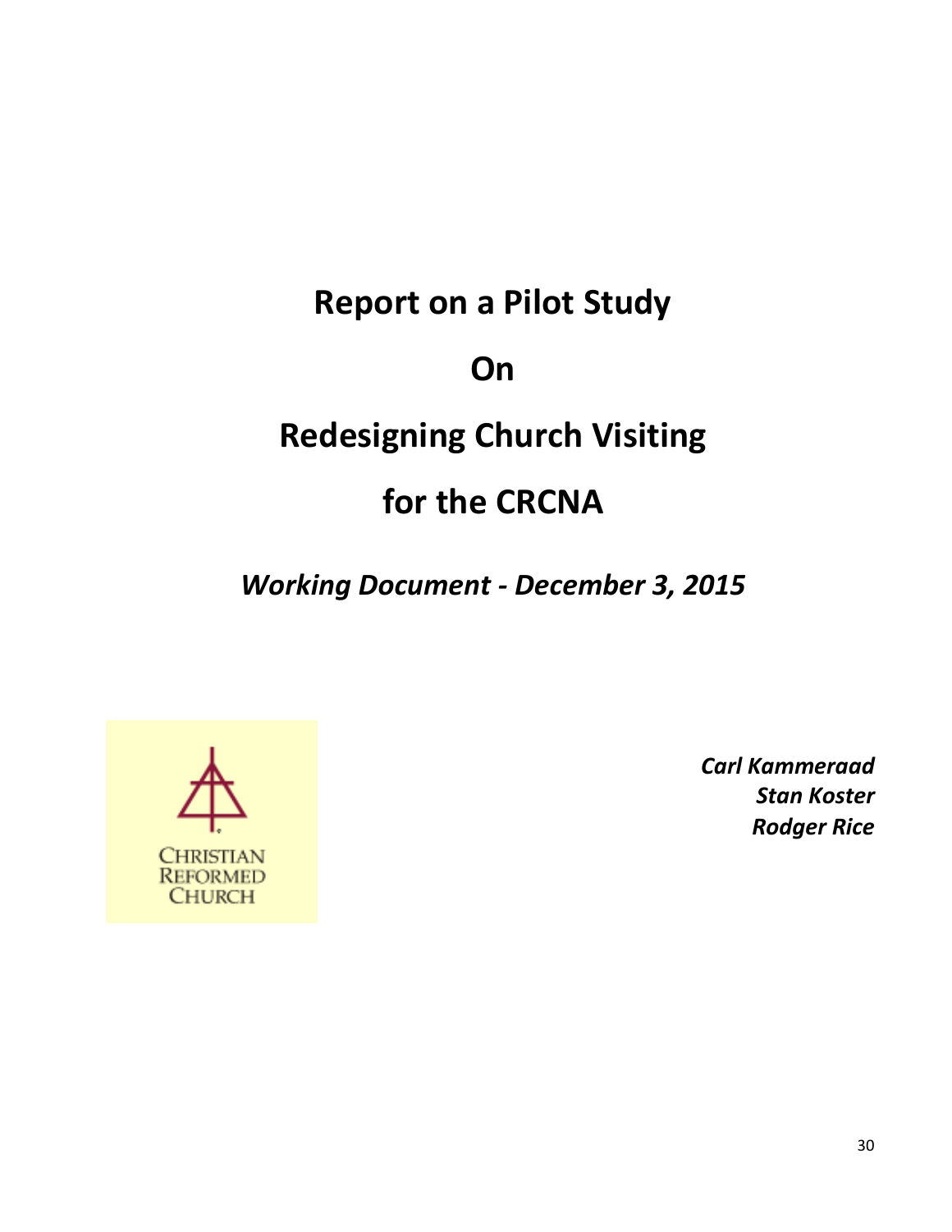# Report on a Pilot Study

# On

# Redesigning Church Visiting

# for the CRCNA

***Working Document - December 3, 2015***

CHRISTIAN REFORMED CHURCH

***Carl Kammeraad***
***Stan Koster***
***Rodger Rice***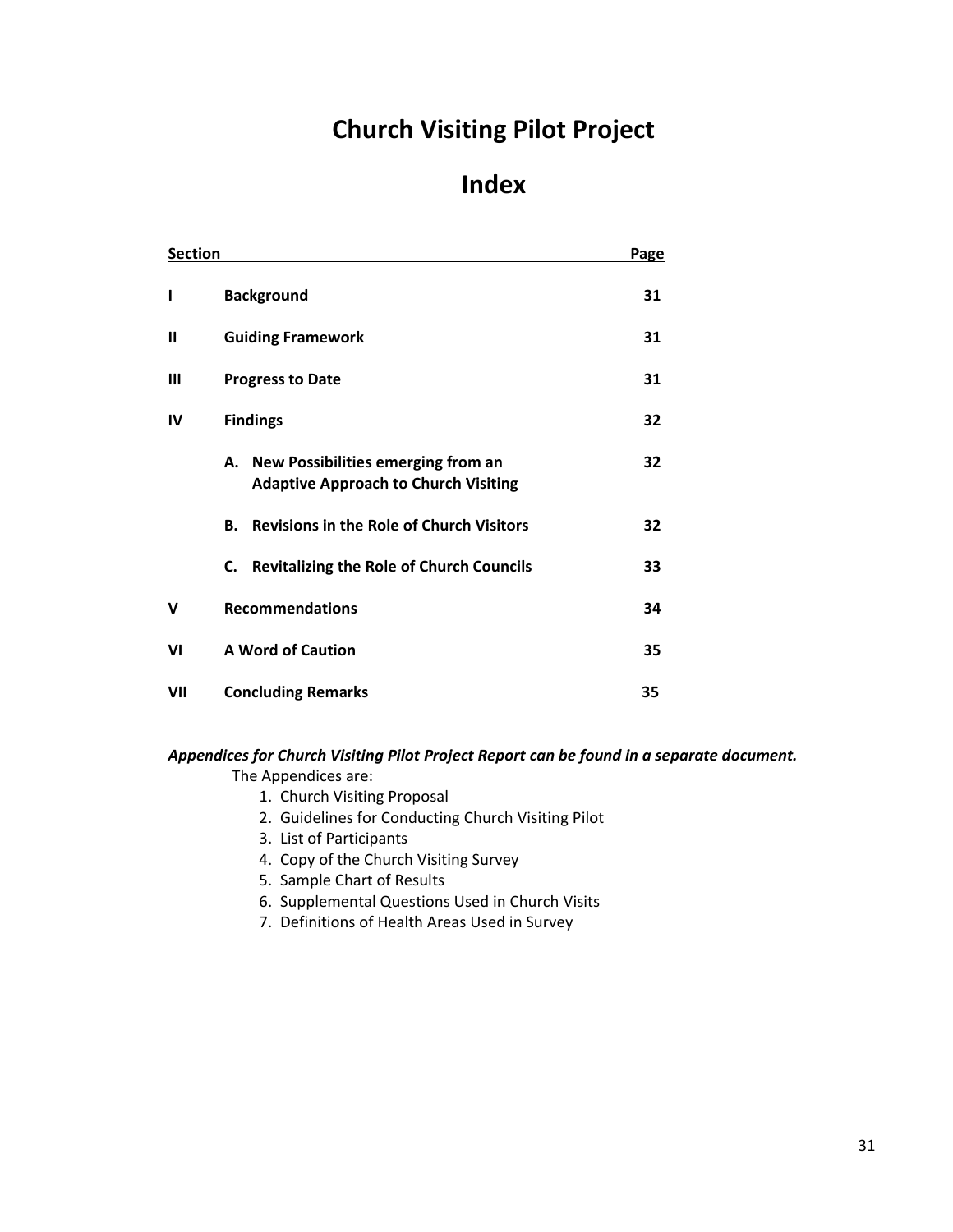# Church Visiting Pilot Project

# Index

| Section | | Page |
|---|---|---|
| I | **Background** | 31 |
| II | **Guiding Framework** | 31 |
| III | **Progress to Date** | 31 |
| IV | **Findings** | 32 |
| | **A. New Possibilities emerging from an Adaptive Approach to Church Visiting** | 32 |
| | **B. Revisions in the Role of Church Visitors** | 32 |
| | **C. Revitalizing the Role of Church Councils** | 33 |
| V | **Recommendations** | 34 |
| VI | **A Word of Caution** | 35 |
| VII | **Concluding Remarks** | 35 |

***Appendices for Church Visiting Pilot Project Report can be found in a separate document.***

The Appendices are:

1. Church Visiting Proposal
2. Guidelines for Conducting Church Visiting Pilot
3. List of Participants
4. Copy of the Church Visiting Survey
5. Sample Chart of Results
6. Supplemental Questions Used in Church Visits
7. Definitions of Health Areas Used in Survey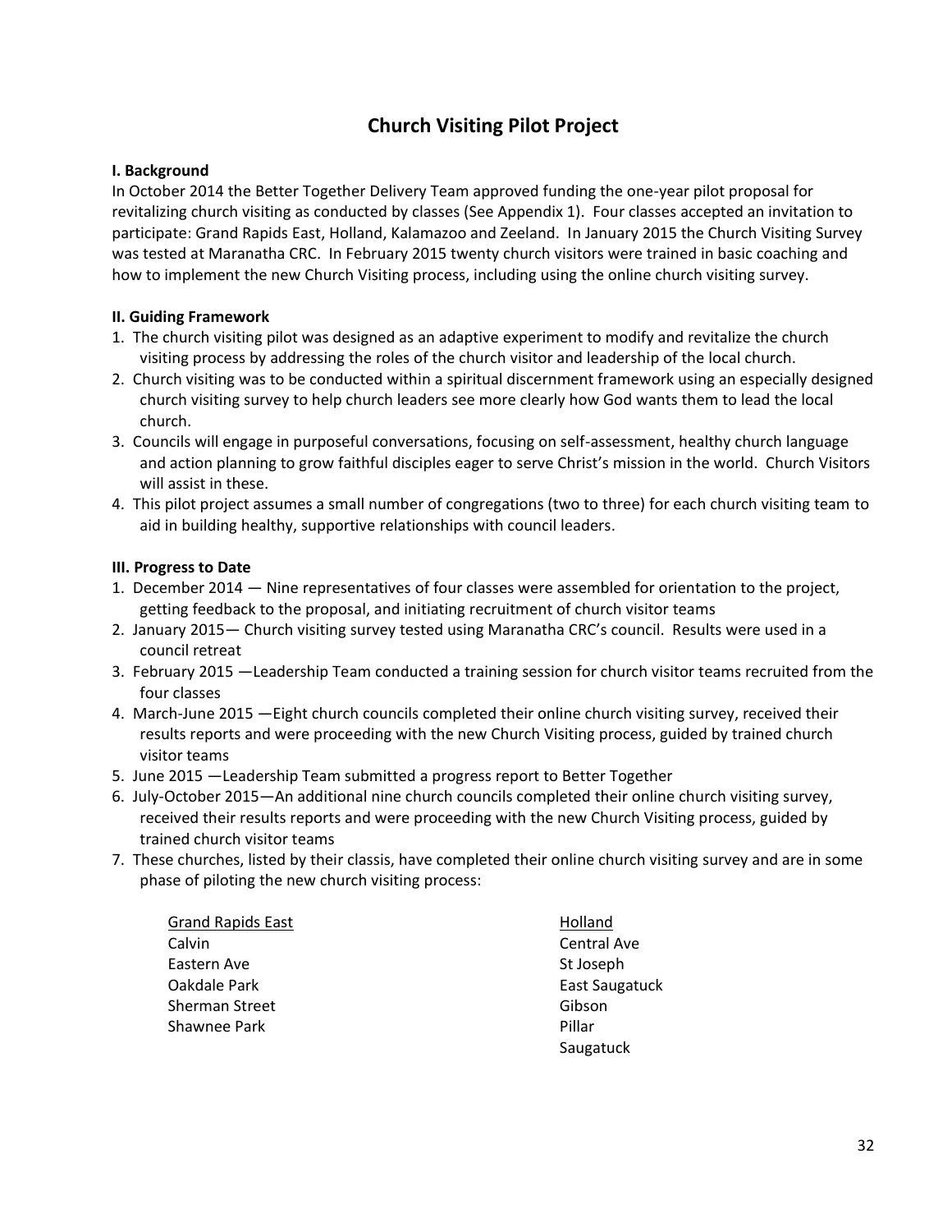# Church Visiting Pilot Project

### I. Background

In October 2014 the Better Together Delivery Team approved funding the one-year pilot proposal for revitalizing church visiting as conducted by classes (See Appendix 1). Four classes accepted an invitation to participate: Grand Rapids East, Holland, Kalamazoo and Zeeland. In January 2015 the Church Visiting Survey was tested at Maranatha CRC. In February 2015 twenty church visitors were trained in basic coaching and how to implement the new Church Visiting process, including using the online church visiting survey.

### II. Guiding Framework

1. The church visiting pilot was designed as an adaptive experiment to modify and revitalize the church visiting process by addressing the roles of the church visitor and leadership of the local church.
2. Church visiting was to be conducted within a spiritual discernment framework using an especially designed church visiting survey to help church leaders see more clearly how God wants them to lead the local church.
3. Councils will engage in purposeful conversations, focusing on self-assessment, healthy church language and action planning to grow faithful disciples eager to serve Christ's mission in the world. Church Visitors will assist in these.
4. This pilot project assumes a small number of congregations (two to three) for each church visiting team to aid in building healthy, supportive relationships with council leaders.

### III. Progress to Date

1. December 2014 — Nine representatives of four classes were assembled for orientation to the project, getting feedback to the proposal, and initiating recruitment of church visitor teams
2. January 2015— Church visiting survey tested using Maranatha CRC's council. Results were used in a council retreat
3. February 2015 —Leadership Team conducted a training session for church visitor teams recruited from the four classes
4. March-June 2015 —Eight church councils completed their online church visiting survey, received their results reports and were proceeding with the new Church Visiting process, guided by trained church visitor teams
5. June 2015 —Leadership Team submitted a progress report to Better Together
6. July-October 2015—An additional nine church councils completed their online church visiting survey, received their results reports and were proceeding with the new Church Visiting process, guided by trained church visitor teams
7. These churches, listed by their classis, have completed their online church visiting survey and are in some phase of piloting the new church visiting process:

<u>Grand Rapids East</u>
Calvin
Eastern Ave
Oakdale Park
Sherman Street
Shawnee Park

<u>Holland</u>
Central Ave
St Joseph
East Saugatuck
Gibson
Pillar
Saugatuck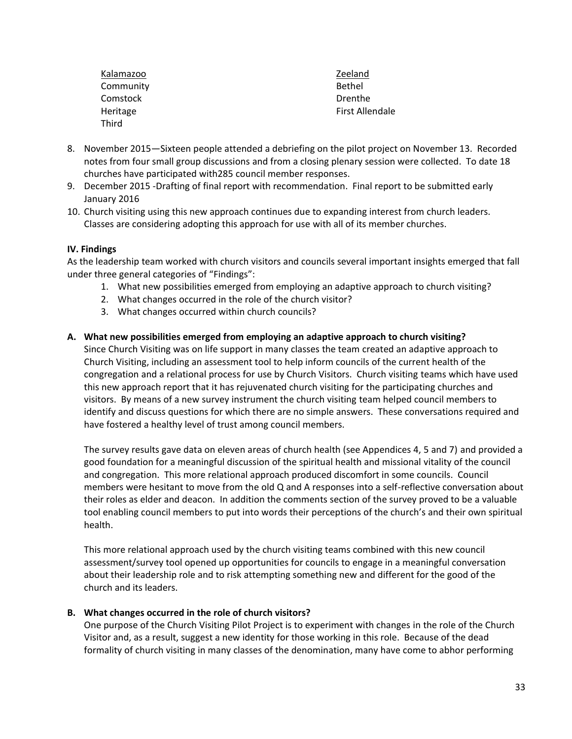Kalamazoo
Community
Comstock
Heritage
Third

Zeeland
Bethel
Drenthe
First Allendale

8. November 2015—Sixteen people attended a debriefing on the pilot project on November 13. Recorded notes from four small group discussions and from a closing plenary session were collected. To date 18 churches have participated with285 council member responses.
9. December 2015 -Drafting of final report with recommendation. Final report to be submitted early January 2016
10. Church visiting using this new approach continues due to expanding interest from church leaders. Classes are considering adopting this approach for use with all of its member churches.

**IV. Findings**

As the leadership team worked with church visitors and councils several important insights emerged that fall under three general categories of "Findings":

1. What new possibilities emerged from employing an adaptive approach to church visiting?
2. What changes occurred in the role of the church visitor?
3. What changes occurred within church councils?

**A. What new possibilities emerged from employing an adaptive approach to church visiting?**

Since Church Visiting was on life support in many classes the team created an adaptive approach to Church Visiting, including an assessment tool to help inform councils of the current health of the congregation and a relational process for use by Church Visitors. Church visiting teams which have used this new approach report that it has rejuvenated church visiting for the participating churches and visitors. By means of a new survey instrument the church visiting team helped council members to identify and discuss questions for which there are no simple answers. These conversations required and have fostered a healthy level of trust among council members.

The survey results gave data on eleven areas of church health (see Appendices 4, 5 and 7) and provided a good foundation for a meaningful discussion of the spiritual health and missional vitality of the council and congregation. This more relational approach produced discomfort in some councils. Council members were hesitant to move from the old Q and A responses into a self-reflective conversation about their roles as elder and deacon. In addition the comments section of the survey proved to be a valuable tool enabling council members to put into words their perceptions of the church's and their own spiritual health.

This more relational approach used by the church visiting teams combined with this new council assessment/survey tool opened up opportunities for councils to engage in a meaningful conversation about their leadership role and to risk attempting something new and different for the good of the church and its leaders.

**B. What changes occurred in the role of church visitors?**

One purpose of the Church Visiting Pilot Project is to experiment with changes in the role of the Church Visitor and, as a result, suggest a new identity for those working in this role. Because of the dead formality of church visiting in many classes of the denomination, many have come to abhor performing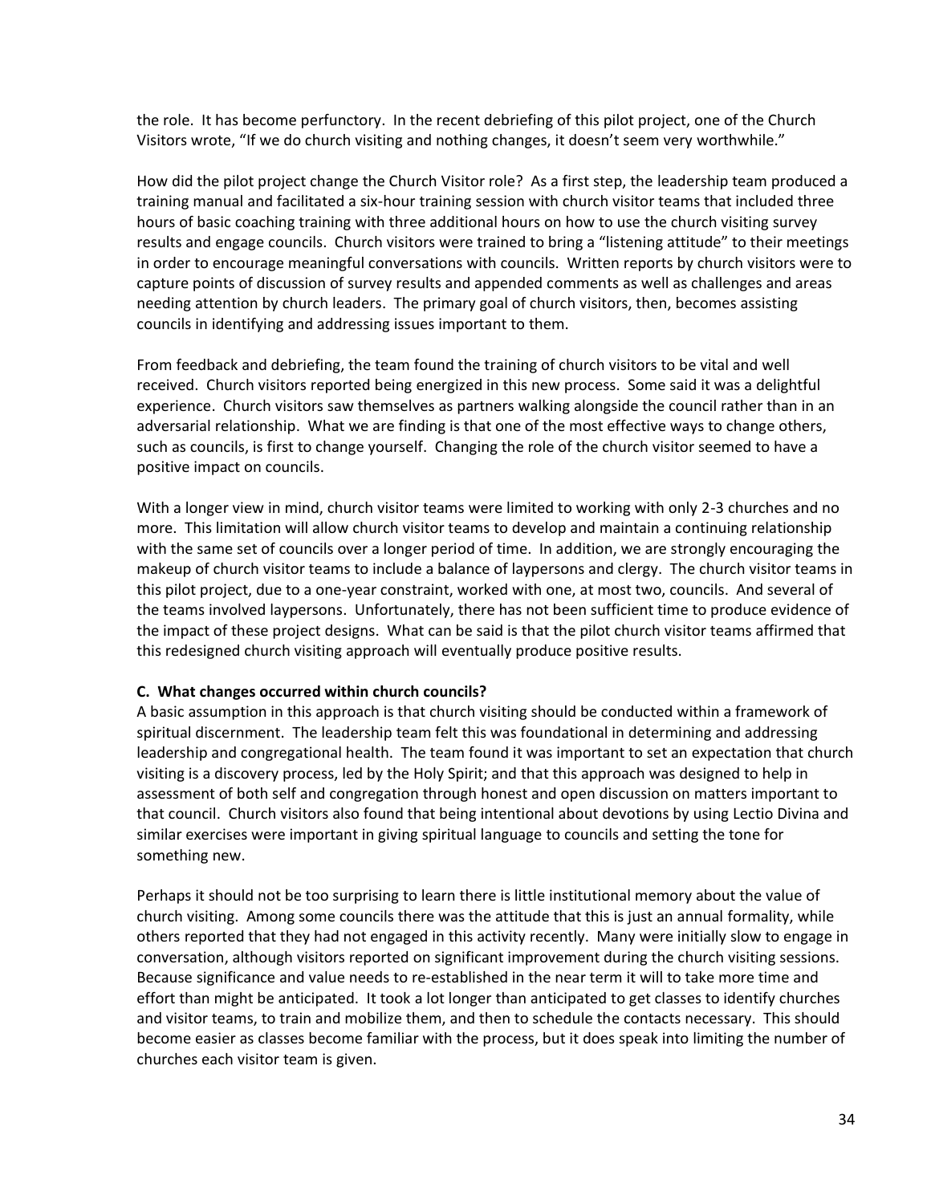the role. It has become perfunctory. In the recent debriefing of this pilot project, one of the Church Visitors wrote, "If we do church visiting and nothing changes, it doesn't seem very worthwhile."

How did the pilot project change the Church Visitor role? As a first step, the leadership team produced a training manual and facilitated a six-hour training session with church visitor teams that included three hours of basic coaching training with three additional hours on how to use the church visiting survey results and engage councils. Church visitors were trained to bring a "listening attitude" to their meetings in order to encourage meaningful conversations with councils. Written reports by church visitors were to capture points of discussion of survey results and appended comments as well as challenges and areas needing attention by church leaders. The primary goal of church visitors, then, becomes assisting councils in identifying and addressing issues important to them.

From feedback and debriefing, the team found the training of church visitors to be vital and well received. Church visitors reported being energized in this new process. Some said it was a delightful experience. Church visitors saw themselves as partners walking alongside the council rather than in an adversarial relationship. What we are finding is that one of the most effective ways to change others, such as councils, is first to change yourself. Changing the role of the church visitor seemed to have a positive impact on councils.

With a longer view in mind, church visitor teams were limited to working with only 2-3 churches and no more. This limitation will allow church visitor teams to develop and maintain a continuing relationship with the same set of councils over a longer period of time. In addition, we are strongly encouraging the makeup of church visitor teams to include a balance of laypersons and clergy. The church visitor teams in this pilot project, due to a one-year constraint, worked with one, at most two, councils. And several of the teams involved laypersons. Unfortunately, there has not been sufficient time to produce evidence of the impact of these project designs. What can be said is that the pilot church visitor teams affirmed that this redesigned church visiting approach will eventually produce positive results.

**C. What changes occurred within church councils?**

A basic assumption in this approach is that church visiting should be conducted within a framework of spiritual discernment. The leadership team felt this was foundational in determining and addressing leadership and congregational health. The team found it was important to set an expectation that church visiting is a discovery process, led by the Holy Spirit; and that this approach was designed to help in assessment of both self and congregation through honest and open discussion on matters important to that council. Church visitors also found that being intentional about devotions by using Lectio Divina and similar exercises were important in giving spiritual language to councils and setting the tone for something new.

Perhaps it should not be too surprising to learn there is little institutional memory about the value of church visiting. Among some councils there was the attitude that this is just an annual formality, while others reported that they had not engaged in this activity recently. Many were initially slow to engage in conversation, although visitors reported on significant improvement during the church visiting sessions. Because significance and value needs to re-established in the near term it will to take more time and effort than might be anticipated. It took a lot longer than anticipated to get classes to identify churches and visitor teams, to train and mobilize them, and then to schedule the contacts necessary. This should become easier as classes become familiar with the process, but it does speak into limiting the number of churches each visitor team is given.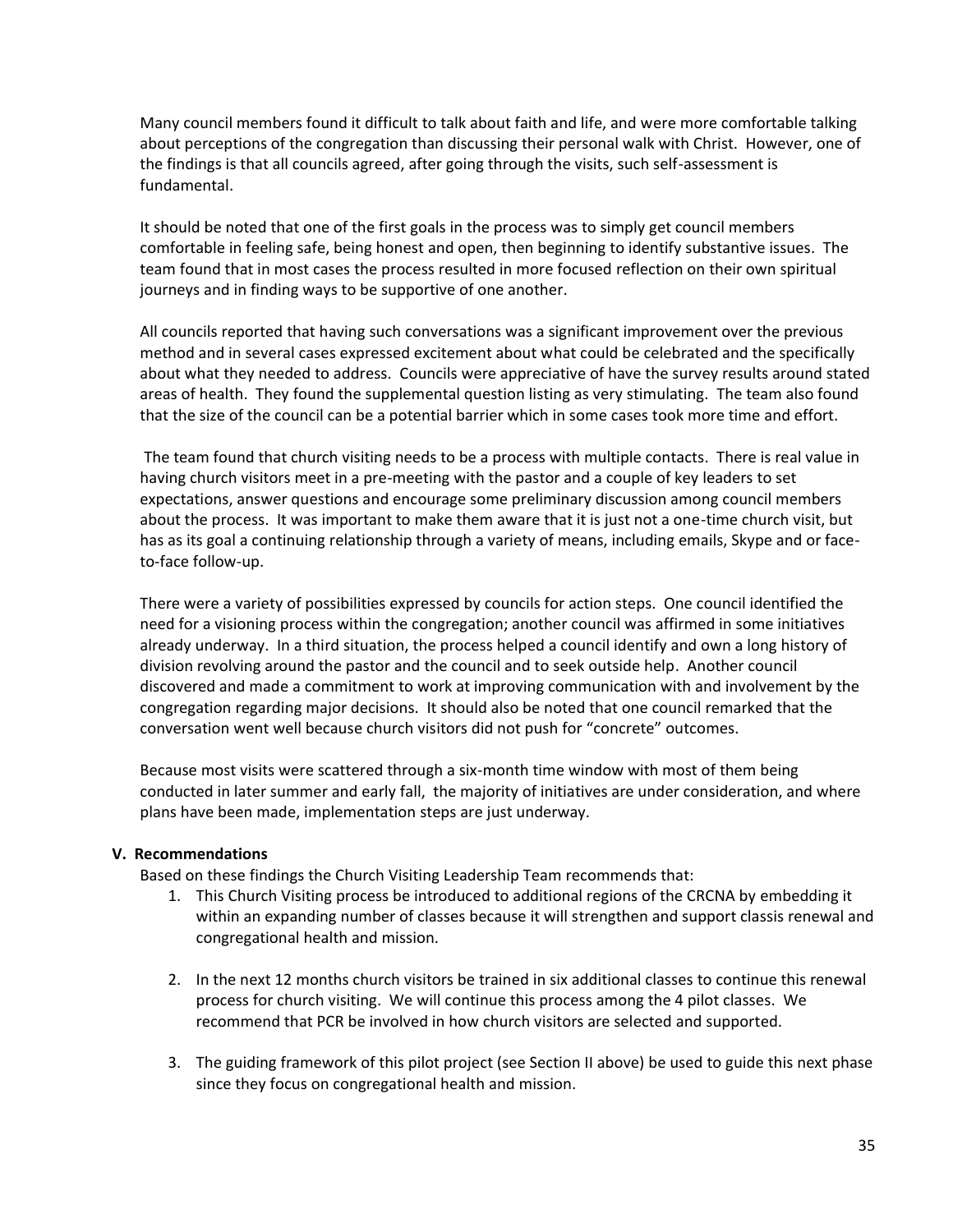Many council members found it difficult to talk about faith and life, and were more comfortable talking about perceptions of the congregation than discussing their personal walk with Christ. However, one of the findings is that all councils agreed, after going through the visits, such self-assessment is fundamental.

It should be noted that one of the first goals in the process was to simply get council members comfortable in feeling safe, being honest and open, then beginning to identify substantive issues. The team found that in most cases the process resulted in more focused reflection on their own spiritual journeys and in finding ways to be supportive of one another.

All councils reported that having such conversations was a significant improvement over the previous method and in several cases expressed excitement about what could be celebrated and the specifically about what they needed to address. Councils were appreciative of have the survey results around stated areas of health. They found the supplemental question listing as very stimulating. The team also found that the size of the council can be a potential barrier which in some cases took more time and effort.

The team found that church visiting needs to be a process with multiple contacts. There is real value in having church visitors meet in a pre-meeting with the pastor and a couple of key leaders to set expectations, answer questions and encourage some preliminary discussion among council members about the process. It was important to make them aware that it is just not a one-time church visit, but has as its goal a continuing relationship through a variety of means, including emails, Skype and or face-to-face follow-up.

There were a variety of possibilities expressed by councils for action steps. One council identified the need for a visioning process within the congregation; another council was affirmed in some initiatives already underway. In a third situation, the process helped a council identify and own a long history of division revolving around the pastor and the council and to seek outside help. Another council discovered and made a commitment to work at improving communication with and involvement by the congregation regarding major decisions. It should also be noted that one council remarked that the conversation went well because church visitors did not push for "concrete" outcomes.

Because most visits were scattered through a six-month time window with most of them being conducted in later summer and early fall, the majority of initiatives are under consideration, and where plans have been made, implementation steps are just underway.

**V. Recommendations**

Based on these findings the Church Visiting Leadership Team recommends that:

1. This Church Visiting process be introduced to additional regions of the CRCNA by embedding it within an expanding number of classes because it will strengthen and support classis renewal and congregational health and mission.

2. In the next 12 months church visitors be trained in six additional classes to continue this renewal process for church visiting. We will continue this process among the 4 pilot classes. We recommend that PCR be involved in how church visitors are selected and supported.

3. The guiding framework of this pilot project (see Section II above) be used to guide this next phase since they focus on congregational health and mission.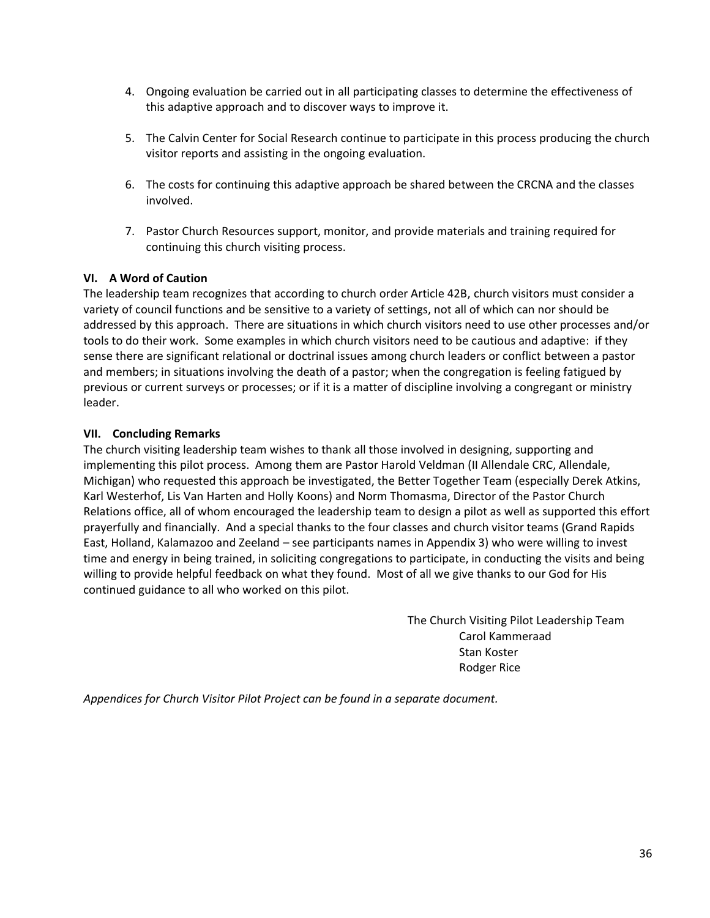4. Ongoing evaluation be carried out in all participating classes to determine the effectiveness of this adaptive approach and to discover ways to improve it.

5. The Calvin Center for Social Research continue to participate in this process producing the church visitor reports and assisting in the ongoing evaluation.

6. The costs for continuing this adaptive approach be shared between the CRCNA and the classes involved.

7. Pastor Church Resources support, monitor, and provide materials and training required for continuing this church visiting process.

### VI. A Word of Caution

The leadership team recognizes that according to church order Article 42B, church visitors must consider a variety of council functions and be sensitive to a variety of settings, not all of which can nor should be addressed by this approach. There are situations in which church visitors need to use other processes and/or tools to do their work. Some examples in which church visitors need to be cautious and adaptive: if they sense there are significant relational or doctrinal issues among church leaders or conflict between a pastor and members; in situations involving the death of a pastor; when the congregation is feeling fatigued by previous or current surveys or processes; or if it is a matter of discipline involving a congregant or ministry leader.

### VII. Concluding Remarks

The church visiting leadership team wishes to thank all those involved in designing, supporting and implementing this pilot process. Among them are Pastor Harold Veldman (II Allendale CRC, Allendale, Michigan) who requested this approach be investigated, the Better Together Team (especially Derek Atkins, Karl Westerhof, Lis Van Harten and Holly Koons) and Norm Thomasma, Director of the Pastor Church Relations office, all of whom encouraged the leadership team to design a pilot as well as supported this effort prayerfully and financially. And a special thanks to the four classes and church visitor teams (Grand Rapids East, Holland, Kalamazoo and Zeeland – see participants names in Appendix 3) who were willing to invest time and energy in being trained, in soliciting congregations to participate, in conducting the visits and being willing to provide helpful feedback on what they found. Most of all we give thanks to our God for His continued guidance to all who worked on this pilot.

The Church Visiting Pilot Leadership Team
Carol Kammeraad
Stan Koster
Rodger Rice

*Appendices for Church Visitor Pilot Project can be found in a separate document.*